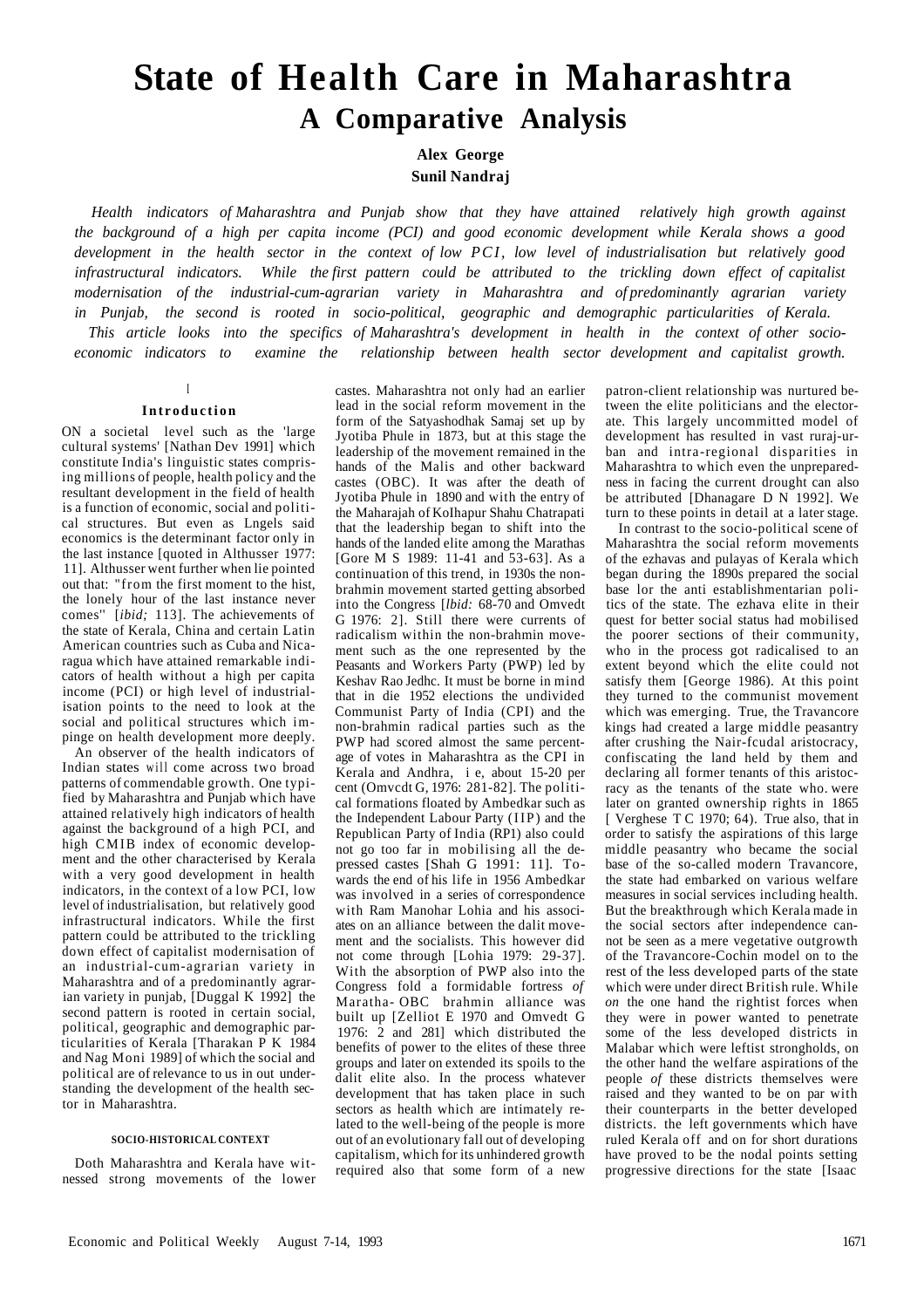# State of Health Care in Maharashtra

## A Comparative Analysis

**Alex George**
**Sunil Nandraj**

*Health indicators of Maharashtra and Punjab show that they have attained relatively high growth against the background of a high per capita income (PCI) and good economic development while Kerala shows a good development in the health sector in the context of low PCI, low level of industrialisation but relatively good infrastructural indicators. While the first pattern could be attributed to the trickling down effect of capitalist modernisation of the industrial-cum-agrarian variety in Maharashtra and of predominantly agrarian variety in Punjab, the second is rooted in socio-political, geographic and demographic particularities of Kerala.*

*This article looks into the specifics of Maharashtra's development in health in the context of other socio-economic indicators to examine the relationship between health sector development and capitalist growth.*

I

### Introduction

ON a societal level such as the 'large cultural systems' [Nathan Dev 1991] which constitute India's linguistic states comprising millions of people, health policy and the resultant development in the field of health is a function of economic, social and political structures. But even as Lngels said economics is the determinant factor only in the last instance [quoted in Althusser 1977: 11]. Althusser went further when lie pointed out that: "from the first moment to the hist, the lonely hour of the last instance never comes" [*ibid;* 113]. The achievements of the state of Kerala, China and certain Latin American countries such as Cuba and Nicaragua which have attained remarkable indicators of health without a high per capita income (PCI) or high level of industrialisation points to the need to look at the social and political structures which impinge on health development more deeply.

An observer of the health indicators of Indian states will come across two broad patterns of commendable growth. One typified by Maharashtra and Punjab which have attained relatively high indicators of health against the background of a high PCI, and high CMIB index of economic development and the other characterised by Kerala with a very good development in health indicators, in the context of a low PCI, low level of industrialisation, but relatively good infrastructural indicators. While the first pattern could be attributed to the trickling down effect of capitalist modernisation of an industrial-cum-agrarian variety in Maharashtra and of a predominantly agrarian variety in punjab, [Duggal K 1992] the second pattern is rooted in certain social, political, geographic and demographic particularities of Kerala [Tharakan P K 1984 and Nag Moni 1989] of which the social and political are of relevance to us in out understanding the development of the health sector in Maharashtra.

#### SOCIO-HISTORICAL CONTEXT

Doth Maharashtra and Kerala have witnessed strong movements of the lower castes. Maharashtra not only had an earlier lead in the social reform movement in the form of the Satyashodhak Samaj set up by Jyotiba Phule in 1873, but at this stage the leadership of the movement remained in the hands of the Malis and other backward castes (OBC). It was after the death of Jyotiba Phule in 1890 and with the entry of the Maharajah of KoIhapur Shahu Chatrapati that the leadership began to shift into the hands of the landed elite among the Marathas [Gore M S 1989: 11-41 and 53-63]. As a continuation of this trend, in 1930s the non-brahmin movement started getting absorbed into the Congress [*Ibid:* 68-70 and Omvedt G 1976: 2]. Still there were currents of radicalism within the non-brahmin movement such as the one represented by the Peasants and Workers Party (PWP) led by Keshav Rao Jedhc. It must be borne in mind that in die 1952 elections the undivided Communist Party of India (CPI) and the non-brahmin radical parties such as the PWP had scored almost the same percentage of votes in Maharashtra as the CPI in Kerala and Andhra, i e, about 15-20 per cent (Omvcdt G, 1976: 281-82]. The political formations floated by Ambedkar such as the Independent Labour Party (IIP) and the Republican Party of India (RP1) also could not go too far in mobilising all the depressed castes [Shah G 1991: 11]. Towards the end of his life in 1956 Ambedkar was involved in a series of correspondence with Ram Manohar Lohia and his associates on an alliance between the dalit movement and the socialists. This however did not come through [Lohia 1979: 29-37]. With the absorption of PWP also into the Congress fold a formidable fortress *of* Maratha- OBC brahmin alliance was built up [Zelliot E 1970 and Omvedt G 1976: 2 and 281] which distributed the benefits of power to the elites of these three groups and later on extended its spoils to the dalit elite also. In the process whatever development that has taken place in such sectors as health which are intimately related to the well-being of the people is more out of an evolutionary fall out of developing capitalism, which for its unhindered growth required also that some form of a new patron-client relationship was nurtured between the elite politicians and the electorate. This largely uncommitted model of development has resulted in vast ruraj-urban and intra-regional disparities in Maharashtra to which even the unpreparedness in facing the current drought can also be attributed [Dhanagare D N 1992]. We turn to these points in detail at a later stage.

In contrast to the socio-political scene of Maharashtra the social reform movements of the ezhavas and pulayas of Kerala which began during the 1890s prepared the social base lor the anti establishmentarian politics of the state. The ezhava elite in their quest for better social status had mobilised the poorer sections of their community, who in the process got radicalised to an extent beyond which the elite could not satisfy them [George 1986). At this point they turned to the communist movement which was emerging. True, the Travancore kings had created a large middle peasantry after crushing the Nair-fcudal aristocracy, confiscating the land held by them and declaring all former tenants of this aristocracy as the tenants of the state who. were later on granted ownership rights in 1865 [ Verghese T C 1970; 64). True also, that in order to satisfy the aspirations of this large middle peasantry who became the social base of the so-called modern Travancore, the state had embarked on various welfare measures in social services including health. But the breakthrough which Kerala made in the social sectors after independence cannot be seen as a mere vegetative outgrowth of the Travancore-Cochin model on to the rest of the less developed parts of the state which were under direct British rule. While *on* the one hand the rightist forces when they were in power wanted to penetrate some of the less developed districts in Malabar which were leftist strongholds, on the other hand the welfare aspirations of the people *of* these districts themselves were raised and they wanted to be on par with their counterparts in the better developed districts. the left governments which have ruled Kerala off and on for short durations have proved to be the nodal points setting progressive directions for the state [Isaac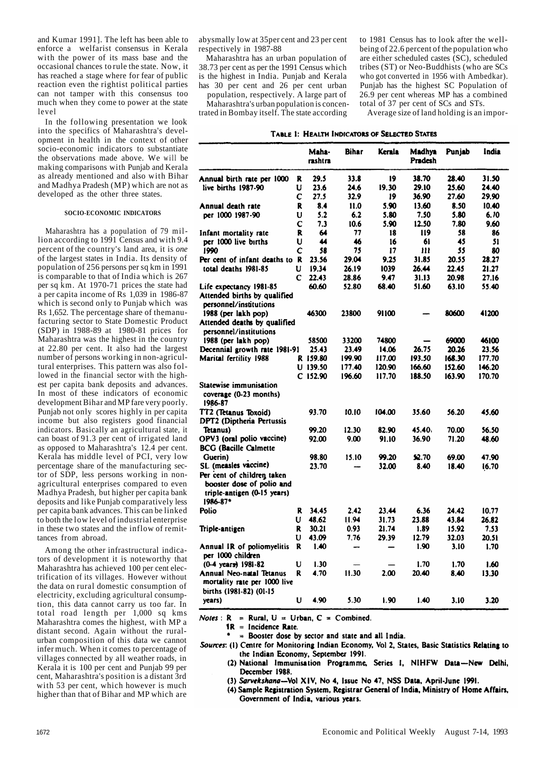and Kumar 1991]. The left has been able to enforce a welfarist consensus in Kerala with the power of its mass base and the occasional chances to rule the state. Now, it has reached a stage where for fear of public reaction even the rightist political parties can not tamper with this consensus too much when they come to power at the state level

In the following presentation we look into the specifics of Maharashtra's development in health in the context of other socio-economic indicators to substantiate the observations made above. We will be making comparisons with Punjab and Kerala as already mentioned and also with Bihar and Madhya Pradesh (MP) which are not as developed as the other three states.

## SOCIO-ECONOMIC INDICATORS

Maharashtra has a population of 79 million according to 1991 Census and with 9.4 percent of the country's land area, it is *one* of the largest states in India. Its density of population of 256 persons per sq km in 1991 is comparable to that of India which is 267 per sq km. At 1970-71 prices the state had a per capita income of Rs 1,039 in 1986-87 which is second only to Punjab which was Rs 1,652. The percentage share of the manufacturing sector to State Domestic Product (SDP) in 1988-89 at 1980-81 prices for Maharashtra was the highest in the country at 22.80 per cent. It also had the largest number of persons working in non-agricultural enterprises. This pattern was also followed in the financial sector with the highest per capita bank deposits and advances. In most of these indicators of economic development Bihar and MP fare very poorly. Punjab not only scores highly in per capita income but also registers good financial indicators. Basically an agricultural state, it can boast of 91.3 per cent of irrigated land as opposed to Maharashtra's 12.4 per cent. Kerala has middle level of PCI, very low percentage share of the manufacturing sector of SDP, less persons working in non-agricultural enterprises compared to even Madhya Pradesh, but higher per capita bank deposits and like Punjab comparatively less per capita bank advances. This can be linked to both the low level of industrial enterprise in these two states and the inflow of remittances from abroad.

Among the other infrastructural indicators of development it is noteworthy that Maharashtra has achieved 100 per cent electrification of its villages. However without the data on rural domestic consumption of electricity, excluding agricultural consumption, this data cannot carry us too far. In total road length per 1,000 sq kms Maharashtra comes the highest, with MP a distant second. Again without the rural-urban composition of this data we cannot infer much. When it comes to percentage of villages connected by all weather roads, in Kerala it is 100 per cent and Punjab 99 per cent, Maharashtra's position is a distant 3rd with 53 per cent, which however is much higher than that of Bihar and MP which are abysmally low at 35per cent and 23 per cent respectively in 1987-88

Maharashtra has an urban population of 38.73 per cent as per the 1991 Census which is the highest in India. Punjab and Kerala has 30 per cent and 26 per cent urban population, respectively. A large part of Maharashtra's urban population is concentrated in Bombay itself. The state according to 1981 Census has to look after the well-being of 22.6 percent of the population who are either scheduled castes (SC), scheduled tribes (ST) or Neo-Buddhists (who are SCs who got converted in 1956 with Ambedkar). Punjab has the highest SC Population of 26.9 per cent whereas MP has a combined total of 37 per cent of SCs and STs.

Average size of land holding is an impor-

**TABLE 1: HEALTH INDICATORS OF SELECTED STATES**

| | | Maharashtra | Bihar | Kerala | Madhya Pradesh | Punjab | India |
|---|---|---|---|---|---|---|---|
| Annual birth rate per 1000 | R | 29.5 | 33.8 | 19 | 38.70 | 28.40 | 31.50 |
| live births 1987-90 | U | 23.6 | 24.6 | 19.30 | 29.10 | 25.60 | 24.40 |
| | C | 27.5 | 32.9 | 19 | 36.90 | 27.60 | 29.90 |
| Annual death rate | R | 8.4 | 11.0 | 5.90 | 13.60 | 8.50 | 10.40 |
| per 1000 1987-90 | U | 5.2 | 6.2 | 5.80 | 7.50 | 5.80 | 6.70 |
| | C | 7.3 | 10.6 | 5.90 | 12.50 | 7.80 | 9.60 |
| Infant mortality rate | R | 64 | 77 | 18 | 119 | 58 | 86 |
| per 1000 live births | U | 44 | 46 | 16 | 61 | 45 | 51 |
| 1990 | C | 58 | 75 | 17 | 111 | 55 | 80 |
| Per cent of infant deaths to | R | 23.56 | 29.04 | 9.25 | 31.85 | 20.55 | 28.27 |
| total deaths 1981-85 | U | 19.34 | 26.19 | 1039 | 26.44 | 22.45 | 21.27 |
| | C | 22.43 | 28.86 | 9.47 | 31.13 | 20.98 | 27.16 |
| Life expectancy 1981-85 | | 60.60 | 52.80 | 68.40 | 51.60 | 63.10 | 55.40 |
| Attended births by qualified personnel/institutions 1988 (per lakh pop) | | 46300 | 23800 | 91100 | — | 80600 | 41200 |
| Attended deaths by qualified personnel/institutions 1988 (per lakh pop) | | 58500 | 33200 | 74800 | — | 69000 | 46100 |
| Decennial growth rate 1981-91 | | 25.43 | 23.49 | 14.06 | 26.75 | 20.26 | 23.56 |
| Marital fertility 1988 | R | 159.80 | 199.90 | 117.00 | 193.50 | 168.30 | 177.70 |
| | U | 139.50 | 177.40 | 120.90 | 166.60 | 152.60 | 146.20 |
| | C | 152.90 | 196.60 | 117.70 | 188.50 | 163.90 | 170.70 |
| Statewise immunisation coverage (0-23 months) 1986-87 | | | | | | | |
| TT2 (Tetanus Toxoid) | | 93.70 | 10.10 | 104.00 | 35.60 | 56.20 | 45.60 |
| DPT2 (Diptheria Pertussis Tetanus) | | 99.20 | 12.30 | 82.90 | 45.40 | 70.00 | 56.50 |
| OPV3 (oral polio vaccine) | | 92.00 | 9.00 | 91.10 | 36.90 | 71.20 | 48.60 |
| BCG (Bacille Calmette Guerin) | | 98.80 | 15.10 | 99.20 | 52.70 | 69.00 | 47.90 |
| SL (measles vaccine) | | 23.70 | — | 32.00 | 8.40 | 18.40 | 16.70 |
| Per cent of children taken booster dose of polio and triple-antigen (0-15 years) 1986-87* | | | | | | | |
| Polio | R | 34.45 | 2.42 | 23.44 | 6.36 | 24.42 | 10.77 |
| | U | 48.62 | 11.94 | 31.73 | 23.88 | 43.84 | 26.82 |
| Triple-antigen | R | 30.21 | 0.93 | 21.74 | 1.89 | 15.92 | 7.53 |
| | U | 43.09 | 7.76 | 29.39 | 12.79 | 32.03 | 20.51 |
| Annual IR of poliomyelitis per 1000 children | R | 1.40 | — | — | 1.90 | 3.10 | 1.70 |
| (0-4 years) 1981-82 | U | 1.30 | — | — | 1.70 | 1.70 | 1.60 |
| Annual Neo-natal Tetanus mortality rate per 1000 live births (1981-82) (01-15 | R | 4.70 | 11.30 | 2.00 | 20.40 | 8.40 | 13.30 |
| years) | U | 4.90 | 5.30 | 1.90 | 1.40 | 3.10 | 3.20 |

*Notes*: R = Rural, U = Urban, C = Combined.
IR = Incidence Rate.
\* = Booster dose by sector and state and all India.

*Sources*: (1) Centre for Monitoring Indian Economy, Vol 2, States, Basic Statistics Relating to the Indian Economy, September 1991.
(2) National Immunisation Programme, Series I, NIHFW Data—New Delhi, December 1988.
(3) *Sarvekshana*—Vol XIV, No 4, Issue No 47, NSS Data, April-June 1991.
(4) Sample Registration System, Registrar General of India, Ministry of Home Affairs, Government of India, various years.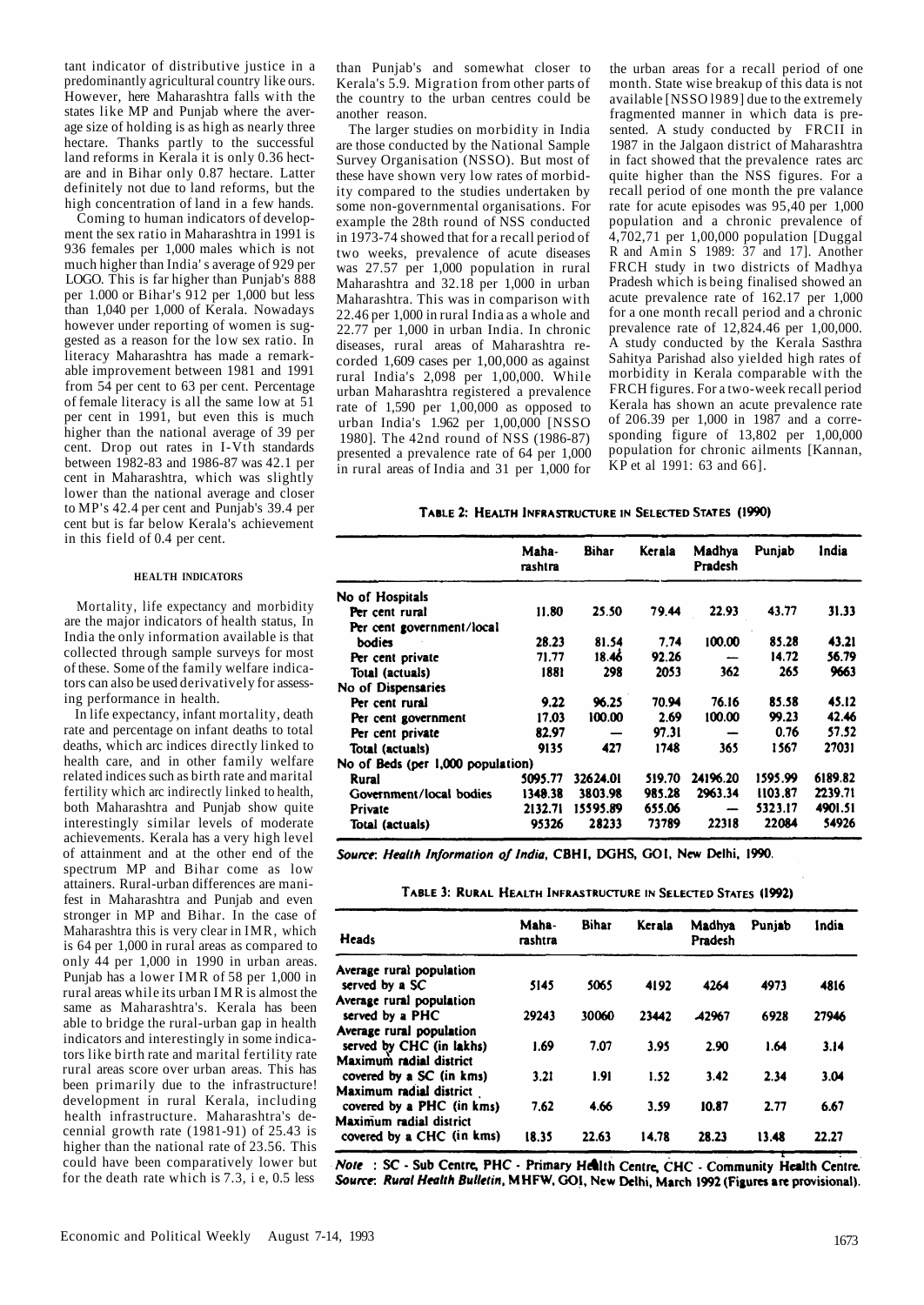tant indicator of distributive justice in a predominantly agricultural country like ours. However, here Maharashtra falls with the states like MP and Punjab where the average size of holding is as high as nearly three hectare. Thanks partly to the successful land reforms in Kerala it is only 0.36 hectare and in Bihar only 0.87 hectare. Latter definitely not due to land reforms, but the high concentration of land in a few hands.

Coming to human indicators of development the sex ratio in Maharashtra in 1991 is 936 females per 1,000 males which is not much higher than India' s average of 929 per LOGO. This is far higher than Punjab's 888 per 1.000 or Bihar's 912 per 1,000 but less than 1,040 per 1,000 of Kerala. Nowadays however under reporting of women is suggested as a reason for the low sex ratio. In literacy Maharashtra has made a remarkable improvement between 1981 and 1991 from 54 per cent to 63 per cent. Percentage of female literacy is all the same low at 51 per cent in 1991, but even this is much higher than the national average of 39 per cent. Drop out rates in I-Vth standards between 1982-83 and 1986-87 was 42.1 per cent in Maharashtra, which was slightly lower than the national average and closer to MP's 42.4 per cent and Punjab's 39.4 per cent but is far below Kerala's achievement in this field of 0.4 per cent.

#### HEALTH INDICATORS

Mortality, life expectancy and morbidity are the major indicators of health status, In India the only information available is that collected through sample surveys for most of these. Some of the family welfare indicators can also be used derivatively for assessing performance in health.

In life expectancy, infant mortality, death rate and percentage on infant deaths to total deaths, which arc indices directly linked to health care, and in other family welfare related indices such as birth rate and marital fertility which arc indirectly linked to health, both Maharashtra and Punjab show quite interestingly similar levels of moderate achievements. Kerala has a very high level of attainment and at the other end of the spectrum MP and Bihar come as low attainers. Rural-urban differences are manifest in Maharashtra and Punjab and even stronger in MP and Bihar. In the case of Maharashtra this is very clear in IMR, which is 64 per 1,000 in rural areas as compared to only 44 per 1,000 in 1990 in urban areas. Punjab has a lower IMR of 58 per 1,000 in rural areas while its urban IMR is almost the same as Maharashtra's. Kerala has been able to bridge the rural-urban gap in health indicators and interestingly in some indicators like birth rate and marital fertility rate rural areas score over urban areas. This has been primarily due to the infrastructure! development in rural Kerala, including health infrastructure. Maharashtra's decennial growth rate (1981-91) of 25.43 is higher than the national rate of 23.56. This could have been comparatively lower but for the death rate which is 7.3, i e, 0.5 less than Punjab's and somewhat closer to Kerala's 5.9. Migration from other parts of the country to the urban centres could be another reason.

The larger studies on morbidity in India are those conducted by the National Sample Survey Organisation (NSSO). But most of these have shown very low rates of morbidity compared to the studies undertaken by some non-governmental organisations. For example the 28th round of NSS conducted in 1973-74 showed that for a recall period of two weeks, prevalence of acute diseases was 27.57 per 1,000 population in rural Maharashtra and 32.18 per 1,000 in urban Maharashtra. This was in comparison with 22.46 per 1,000 in rural India as a whole and 22.77 per 1,000 in urban India. In chronic diseases, rural areas of Maharashtra recorded 1,609 cases per 1,00,000 as against rural India's 2,098 per 1,00,000. While urban Maharashtra registered a prevalence rate of 1,590 per 1,00,000 as opposed to urban India's 1.962 per 1,00,000 [NSSO 1980]. The 42nd round of NSS (1986-87) presented a prevalence rate of 64 per 1,000 in rural areas of India and 31 per 1,000 for the urban areas for a recall period of one month. State wise breakup of this data is not available [NSSO l989] due to the extremely fragmented manner in which data is presented. A study conducted by FRCII in 1987 in the Jalgaon district of Maharashtra in fact showed that the prevalence rates arc quite higher than the NSS figures. For a recall period of one month the pre valance rate for acute episodes was 95,40 per 1,000 population and a chronic prevalence of 4,702,71 per 1,00,000 population [Duggal R and Amin S 1989: 37 and 17]. Another FRCH study in two districts of Madhya Pradesh which is being finalised showed an acute prevalence rate of 162.17 per 1,000 for a one month recall period and a chronic prevalence rate of 12,824.46 per 1,00,000. A study conducted by the Kerala Sasthra Sahitya Parishad also yielded high rates of morbidity in Kerala comparable with the FRCH figures. For a two-week recall period Kerala has shown an acute prevalence rate of 206.39 per 1,000 in 1987 and a corresponding figure of 13,802 per 1,00,000 population for chronic ailments [Kannan, KP et al 1991: 63 and 66].

**TABLE 2: HEALTH INFRASTRUCTURE IN SELECTED STATES (1990)**

| | Maharashtra | Bihar | Kerala | Madhya Pradesh | Punjab | India |
|---|---|---|---|---|---|---|
| **No of Hospitals** | | | | | | |
| Per cent rural | 11.80 | 25.50 | 79.44 | 22.93 | 43.77 | 31.33 |
| Per cent government/local bodies | 28.23 | 81.54 | 7.74 | 100.00 | 85.28 | 43.21 |
| Per cent private | 71.77 | 18.46 | 92.26 | — | 14.72 | 56.79 |
| Total (actuals) | 1881 | 298 | 2053 | 362 | 265 | 9663 |
| **No of Dispensaries** | | | | | | |
| Per cent rural | 9.22 | 96.25 | 70.94 | 76.16 | 85.58 | 45.12 |
| Per cent government | 17.03 | 100.00 | 2.69 | 100.00 | 99.23 | 42.46 |
| Per cent private | 82.97 | — | 97.31 | — | 0.76 | 57.52 |
| Total (actuals) | 9135 | 427 | 1748 | 365 | 1567 | 27031 |
| **No of Beds (per 1,000 population)** | | | | | | |
| Rural | 5095.77 | 32624.01 | 519.70 | 24196.20 | 1595.99 | 6189.82 |
| Government/local bodies | 1348.38 | 3803.98 | 985.28 | 2963.34 | 1103.87 | 2239.71 |
| Private | 2132.71 | 15595.89 | 655.06 | — | 5323.17 | 4901.51 |
| Total (actuals) | 95326 | 28233 | 73789 | 22318 | 22084 | 54926 |

*Source*: *Health Information of India*, CBHI, DGHS, GOI, New Delhi, 1990.

**TABLE 3: RURAL HEALTH INFRASTRUCTURE IN SELECTED STATES (1992)**

| Heads | Maharashtra | Bihar | Kerala | Madhya Pradesh | Punjab | India |
|---|---|---|---|---|---|---|
| Average rural population served by a SC | 5145 | 5065 | 4192 | 4264 | 4973 | 4816 |
| Average rural population served by a PHC | 29243 | 30060 | 23442 | 42967 | 6928 | 27946 |
| Average rural population served by CHC (in lakhs) | 1.69 | 7.07 | 3.95 | 2.90 | 1.64 | 3.14 |
| Maximum radial district covered by a SC (in kms) | 3.21 | 1.91 | 1.52 | 3.42 | 2.34 | 3.04 |
| Maximum radial district covered by a PHC (in kms) | 7.62 | 4.66 | 3.59 | 10.87 | 2.77 | 6.67 |
| Maximum radial district covered by a CHC (in kms) | 18.35 | 22.63 | 14.78 | 28.23 | 13.48 | 22.27 |

*Note*: SC - Sub Centre, PHC - Primary Health Centre, CHC - Community Health Centre.
*Source*: *Rural Health Bulletin*, MHFW, GOI, New Delhi, March 1992 (Figures are provisional).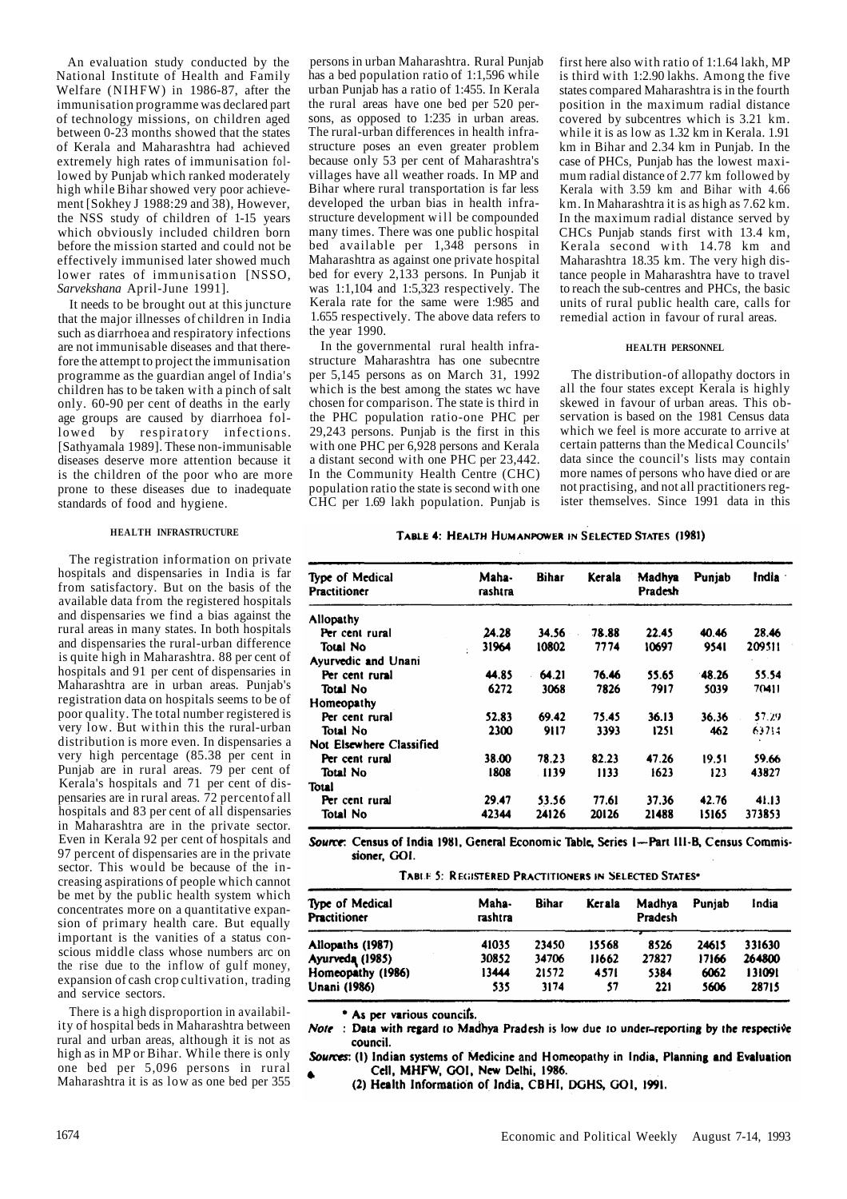An evaluation study conducted by the National Institute of Health and Family Welfare (NIHFW) in 1986-87, after the immunisation programme was declared part of technology missions, on children aged between 0-23 months showed that the states of Kerala and Maharashtra had achieved extremely high rates of immunisation followed by Punjab which ranked moderately high while Bihar showed very poor achievement [Sokhey J 1988:29 and 38), However, the NSS study of children of 1-15 years which obviously included children born before the mission started and could not be effectively immunised later showed much lower rates of immunisation [NSSO, *Sarvekshana* April-June 1991].

It needs to be brought out at this juncture that the major illnesses of children in India such as diarrhoea and respiratory infections are not immunisable diseases and that therefore the attempt to project the immunisation programme as the guardian angel of India's children has to be taken with a pinch of salt only. 60-90 per cent of deaths in the early age groups are caused by diarrhoea followed by respiratory infections. [Sathyamala 1989]. These non-immunisable diseases deserve more attention because it is the children of the poor who are more prone to these diseases due to inadequate standards of food and hygiene.

#### HEALTH INFRASTRUCTURE

The registration information on private hospitals and dispensaries in India is far from satisfactory. But on the basis of the available data from the registered hospitals and dispensaries we find a bias against the rural areas in many states. In both hospitals and dispensaries the rural-urban difference is quite high in Maharashtra. 88 per cent of hospitals and 91 per cent of dispensaries in Maharashtra are in urban areas. Punjab's registration data on hospitals seems to be of poor quality. The total number registered is very low. But within this the rural-urban distribution is more even. In dispensaries a very high percentage (85.38 per cent in Punjab are in rural areas. 79 per cent of Kerala's hospitals and 71 per cent of dispensaries are in rural areas. 72 percentofall hospitals and 83 per cent of all dispensaries in Maharashtra are in the private sector. Even in Kerala 92 per cent of hospitals and 97 percent of dispensaries are in the private sector. This would be because of the increasing aspirations of people which cannot be met by the public health system which concentrates more on a quantitative expansion of primary health care. But equally important is the vanities of a status conscious middle class whose numbers arc on the rise due to the inflow of gulf money, expansion of cash crop cultivation, trading and service sectors.

There is a high disproportion in availability of hospital beds in Maharashtra between rural and urban areas, although it is not as high as in MP or Bihar. While there is only one bed per 5,096 persons in rural Maharashtra it is as low as one bed per 355 persons in urban Maharashtra. Rural Punjab has a bed population ratio of 1:1,596 while urban Punjab has a ratio of 1:455. In Kerala the rural areas have one bed per 520 persons, as opposed to 1:235 in urban areas. The rural-urban differences in health infrastructure poses an even greater problem because only 53 per cent of Maharashtra's villages have all weather roads. In MP and Bihar where rural transportation is far less developed the urban bias in health infrastructure development will be compounded many times. There was one public hospital bed available per 1,348 persons in Maharashtra as against one private hospital bed for every 2,133 persons. In Punjab it was 1:1,104 and 1:5,323 respectively. The Kerala rate for the same were 1:985 and 1.655 respectively. The above data refers to the year 1990.

In the governmental rural health infrastructure Maharashtra has one subecntre per 5,145 persons as on March 31, 1992 which is the best among the states wc have chosen for comparison. The state is third in the PHC population ratio-one PHC per 29,243 persons. Punjab is the first in this with one PHC per 6,928 persons and Kerala a distant second with one PHC per 23,442. In the Community Health Centre (CHC) population ratio the state is second with one CHC per 1.69 lakh population. Punjab is first here also with ratio of 1:1.64 lakh, MP is third with 1:2.90 lakhs. Among the five states compared Maharashtra is in the fourth position in the maximum radial distance covered by subcentres which is 3.21 km. while it is as low as 1.32 km in Kerala. 1.91 km in Bihar and 2.34 km in Punjab. In the case of PHCs, Punjab has the lowest maximum radial distance of 2.77 km followed by Kerala with 3.59 km and Bihar with 4.66 km. In Maharashtra it is as high as 7.62 km. In the maximum radial distance served by CHCs Punjab stands first with 13.4 km, Kerala second with 14.78 km and Maharashtra 18.35 km. The very high distance people in Maharashtra have to travel to reach the sub-centres and PHCs, the basic units of rural public health care, calls for remedial action in favour of rural areas.

#### HEALTH PERSONNEL

The distribution-of allopathy doctors in all the four states except Kerala is highly skewed in favour of urban areas. This observation is based on the 1981 Census data which we feel is more accurate to arrive at certain patterns than the Medical Councils' data since the council's lists may contain more names of persons who have died or are not practising, and not all practitioners register themselves. Since 1991 data in this

**TABLE 4: HEALTH HUMANPOWER IN SELECTED STATES (1981)**

| Type of Medical Practitioner | Maharashtra | Bihar | Kerala | Madhya Pradesh | Punjab | India |
|---|---|---|---|---|---|---|
| **Allopathy** | | | | | | |
| Per cent rural | 24.28 | 34.56 | 78.88 | 22.45 | 40.46 | 28.46 |
| Total No | 31964 | 10802 | 7774 | 10697 | 9541 | 209511 |
| **Ayurvedic and Unani** | | | | | | |
| Per cent rural | 44.85 | 64.21 | 76.46 | 55.65 | 48.26 | 55.54 |
| Total No | 6272 | 3068 | 7826 | 7917 | 5039 | 70411 |
| **Homeopathy** | | | | | | |
| Per cent rural | 52.83 | 69.42 | 75.45 | 36.13 | 36.36 | 57.29 |
| Total No | 2300 | 9117 | 3393 | 1251 | 462 | 63714 |
| **Not Elsewhere Classified** | | | | | | |
| Per cent rural | 38.00 | 78.23 | 82.23 | 47.26 | 19.51 | 59.66 |
| Total No | 1808 | 1139 | 1133 | 1623 | 123 | 43827 |
| **Total** | | | | | | |
| Per cent rural | 29.47 | 53.56 | 77.61 | 37.36 | 42.76 | 41.13 |
| Total No | 42344 | 24126 | 20126 | 21488 | 15165 | 373853 |

*Source*: Census of India 1981, General Economic Table, Series 1—Part III-B, Census Commissioner, GOI.

**TABLE 5: REGISTERED PRACTITIONERS IN SELECTED STATES***

| Type of Medical Practitioner | Maharashtra | Bihar | Kerala | Madhya Pradesh | Punjab | India |
|---|---|---|---|---|---|---|
| Allopaths (1987) | 41035 | 23450 | 15568 | 8526 | 24615 | 331630 |
| Ayurveda (1985) | 30852 | 34706 | 11662 | 27827 | 17166 | 264800 |
| Homeopathy (1986) | 13444 | 21572 | 4571 | 5384 | 6062 | 131091 |
| Unani (1986) | 535 | 3174 | 57 | 221 | 5606 | 28715 |

\* As per various councils.

*Note*: Data with regard to Madhya Pradesh is low due to under-reporting by the respective council.

*Sources*: (1) Indian systems of Medicine and Homeopathy in India, Planning and Evaluation Cell, MHFW, GOI, New Delhi, 1986.
(2) Health Information of India, CBHI, DGHS, GOI, 1991.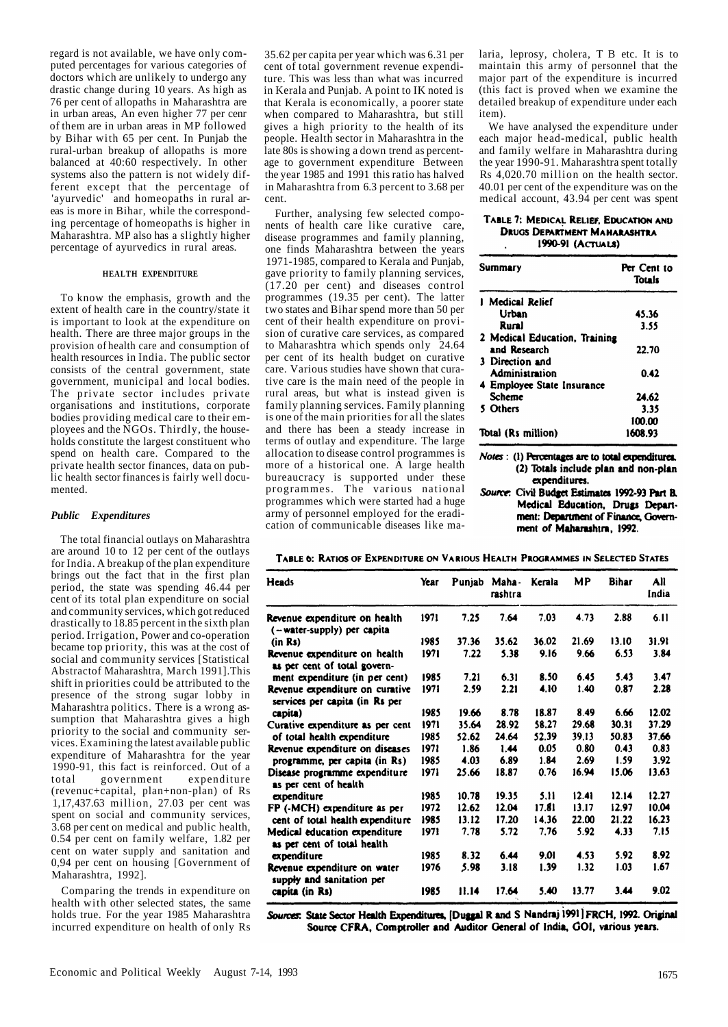regard is not available, we have only computed percentages for various categories of doctors which are unlikely to undergo any drastic change during 10 years. As high as 76 per cent of allopaths in Maharashtra are in urban areas, An even higher 77 per cenr of them are in urban areas in MP followed by Bihar with 65 per cent. In Punjab the rural-urban breakup of allopaths is more balanced at 40:60 respectively. In other systems also the pattern is not widely different except that the percentage of 'ayurvedic' and homeopaths in rural areas is more in Bihar, while the corresponding percentage of homeopaths is higher in Maharashtra. MP also has a slightly higher percentage of ayurvedics in rural areas.

### HEALTH EXPENDITURE

To know the emphasis, growth and the extent of health care in the country/state it is important to look at the expenditure on health. There are three major groups in the provision of health care and consumption of health resources in India. The public sector consists of the central government, state government, municipal and local bodies. The private sector includes private organisations and institutions, corporate bodies providing medical care to their employees and the NGOs. Thirdly, the households constitute the largest constituent who spend on health care. Compared to the private health sector finances, data on public health sector finances is fairly well documented.

#### *Public Expenditures*

The total financial outlays on Maharashtra are around 10 to 12 per cent of the outlays for India. A breakup of the plan expenditure brings out the fact that in the first plan period, the state was spending 46.44 per cent of its total plan expenditure on social and community services, which got reduced drastically to 18.85 percent in the sixth plan period. Irrigation, Power and co-operation became top priority, this was at the cost of social and community services [Statistical Abstractof Maharashtra, March 1991].This shift in priorities could be attributed to the presence of the strong sugar lobby in Maharashtra politics. There is a wrong assumption that Maharashtra gives a high priority to the social and community services. Examining the latest available public expenditure of Maharashtra for the year 1990-91, this fact is reinforced. Out of a total government expenditure (revenuc+capital, plan+non-plan) of Rs 1,17,437.63 million, 27.03 per cent was spent on social and community services, 3.68 per cent on medical and public health, 0.54 per cent on family welfare, 1.82 per cent on water supply and sanitation and 0,94 per cent on housing [Government of Maharashtra, 1992].

Comparing the trends in expenditure on health with other selected states, the same holds true. For the year 1985 Maharashtra incurred expenditure on health of only Rs 35.62 per capita per year which was 6.31 per cent of total government revenue expenditure. This was less than what was incurred in Kerala and Punjab. A point to IK noted is that Kerala is economically, a poorer state when compared to Maharashtra, but still gives a high priority to the health of its people. Health sector in Maharashtra in the late 80s is showing a down trend as percentage to government expenditure Between the year 1985 and 1991 this ratio has halved in Maharashtra from 6.3 percent to 3.68 per cent.

Further, analysing few selected components of health care like curative care, disease programmes and family planning, one finds Maharashtra between the years 1971-1985, compared to Kerala and Punjab, gave priority to family planning services, (17.20 per cent) and diseases control programmes (19.35 per cent). The latter two states and Bihar spend more than 50 per cent of their health expenditure on provision of curative care services, as compared to Maharashtra which spends only 24.64 per cent of its health budget on curative care. Various studies have shown that curative care is the main need of the people in rural areas, but what is instead given is family planning services. Family planning is one of the main priorities for all the slates and there has been a steady increase in terms of outlay and expenditure. The large allocation to disease control programmes is more of a historical one. A large health bureaucracy is supported under these programmes. The various national programmes which were started had a huge army of personnel employed for the eradication of communicable diseases like malaria, leprosy, cholera, T B etc. It is to maintain this army of personnel that the major part of the expenditure is incurred (this fact is proved when we examine the detailed breakup of expenditure under each item).

We have analysed the expenditure under each major head-medical, public health and family welfare in Maharashtra during the year 1990-91. Maharashtra spent totally Rs 4,020.70 million on the health sector. 40.01 per cent of the expenditure was on the medical account, 43.94 per cent was spent

**TABLE 7: MEDICAL RELIEF, EDUCATION AND DRUGS DEPARTMENT MAHARASHTRA 1990-91 (ACTUALS)**

| Summary | Per Cent to Totals |
|---|---|
| 1 Medical Relief | |
| Urban | 45.36 |
| Rural | 3.55 |
| 2 Medical Education, Training and Research | 22.70 |
| 3 Direction and Administration | 0.42 |
| 4 Employee State Insurance Scheme | 24.62 |
| 5 Others | 3.35 |
| | 100.00 |
| Total (Rs million) | 1608.93 |

*Notes*: (1) Percentages are to total expenditures.
(2) Totals include plan and non-plan expenditures.

*Source*: Civil Budget Estimates 1992-93 Part B. Medical Education, Drugs Department: Department of Finance, Government of Maharashtra, 1992.

**TABLE 6: RATIOS OF EXPENDITURE ON VARIOUS HEALTH PROGRAMMES IN SELECTED STATES**

| Heads | Year | Punjab | Maharashtra | Kerala | MP | Bihar | All India |
|---|---|---|---|---|---|---|---|
| Revenue expenditure on health (– water-supply) per capita (in Rs) | 1971 | 7.25 | 7.64 | 7.03 | 4.73 | 2.88 | 6.11 |
| | 1985 | 37.36 | 35.62 | 36.02 | 21.69 | 13.10 | 31.91 |
| Revenue expenditure on health as per cent of total government expenditure (in per cent) | 1971 | 7.22 | 5.38 | 9.16 | 9.66 | 6.53 | 3.84 |
| | 1985 | 7.21 | 6.31 | 8.50 | 6.45 | 5.43 | 3.47 |
| Revenue expenditure on curative services per capita (in Rs per capita) | 1971 | 2.59 | 2.21 | 4.10 | 1.40 | 0.87 | 2.28 |
| | 1985 | 19.66 | 8.78 | 18.87 | 8.49 | 6.66 | 12.02 |
| Curative expenditure as per cent of total health expenditure | 1971 | 35.64 | 28.92 | 58.27 | 29.68 | 30.31 | 37.29 |
| | 1985 | 52.62 | 24.64 | 52.39 | 39.13 | 50.83 | 37.66 |
| Revenue expenditure on diseases programme, per capita (in Rs) | 1971 | 1.86 | 1.44 | 0.05 | 0.80 | 0.43 | 0.83 |
| | 1985 | 4.03 | 6.89 | 1.84 | 2.69 | 1.59 | 3.92 |
| Disease programme expenditure as per cent of health expenditure | 1971 | 25.66 | 18.87 | 0.76 | 16.94 | 15.06 | 13.63 |
| | 1985 | 10.78 | 19.35 | 5.11 | 12.41 | 12.14 | 12.27 |
| FP (-MCH) expenditure as per cent of total health expenditure | 1972 | 12.62 | 12.04 | 17.81 | 13.17 | 12.97 | 10.04 |
| | 1985 | 13.12 | 17.20 | 14.36 | 22.00 | 21.22 | 16.23 |
| Medical education expenditure as per cent of total health expenditure | 1971 | 7.78 | 5.72 | 7.76 | 5.92 | 4.33 | 7.15 |
| | 1985 | 8.32 | 6.44 | 9.01 | 4.53 | 5.92 | 8.92 |
| Revenue expenditure on water supply and sanitation per capita (in Rs) | 1976 | 5.98 | 3.18 | 1.39 | 1.32 | 1.03 | 1.67 |
| | 1985 | 11.14 | 17.64 | 5.40 | 13.77 | 3.44 | 9.02 |

*Sources*: State Sector Health Expenditures, [Duggal R and S Nandraj 1991] FRCH, 1992. Original Source CFRA, Comptroller and Auditor General of India, GOI, various years.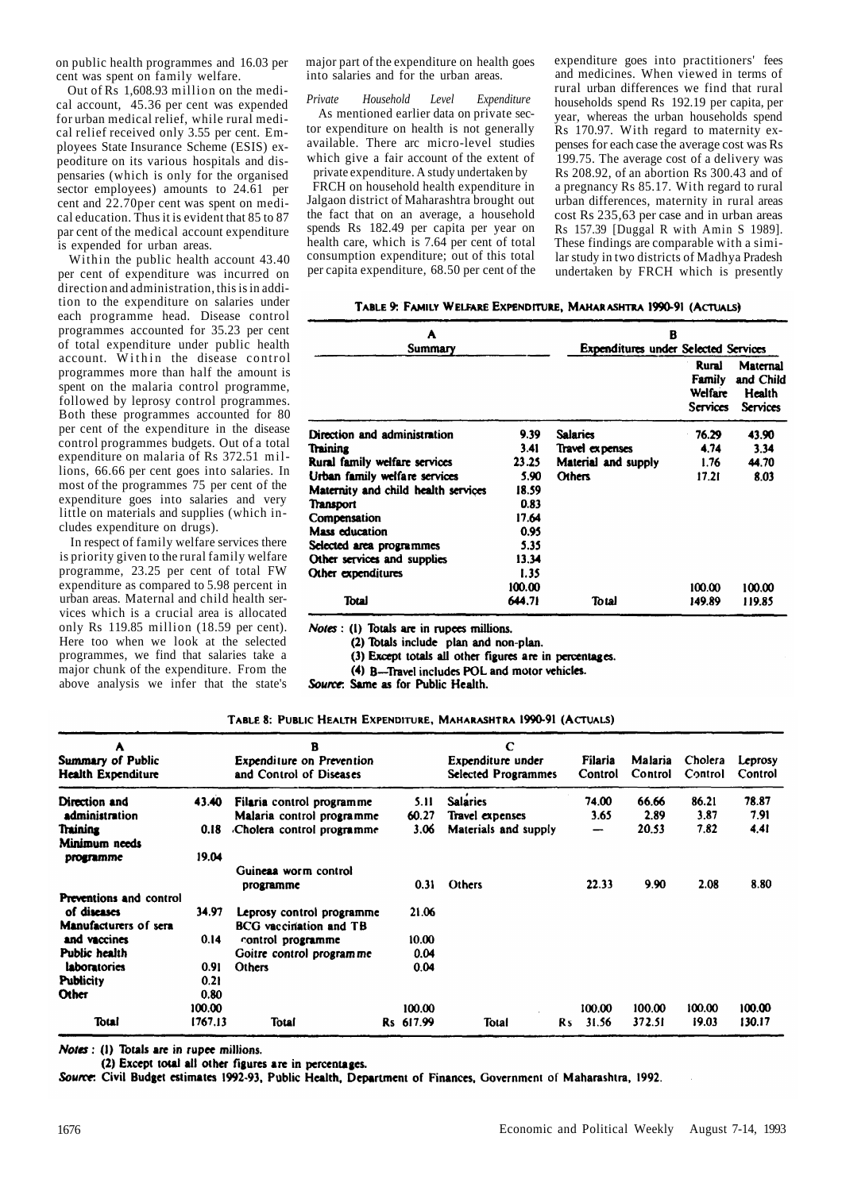on public health programmes and 16.03 per cent was spent on family welfare.

Out of Rs 1,608.93 million on the medical account, 45.36 per cent was expended for urban medical relief, while rural medical relief received only 3.55 per cent. Employees State Insurance Scheme (ESIS) expeoditure on its various hospitals and dispensaries (which is only for the organised sector employees) amounts to 24.61 per cent and 22.70per cent was spent on medical education. Thus it is evident that 85 to 87 par cent of the medical account expenditure is expended for urban areas.

Within the public health account 43.40 per cent of expenditure was incurred on direction and administration, this is in addition to the expenditure on salaries under each programme head. Disease control programmes accounted for 35.23 per cent of total expenditure under public health account. Within the disease control programmes more than half the amount is spent on the malaria control programme, followed by leprosy control programmes. Both these programmes accounted for 80 per cent of the expenditure in the disease control programmes budgets. Out of a total expenditure on malaria of Rs 372.51 millions, 66.66 per cent goes into salaries. In most of the programmes 75 per cent of the expenditure goes into salaries and very little on materials and supplies (which includes expenditure on drugs).

In respect of family welfare services there is priority given to the rural family welfare programme, 23.25 per cent of total FW expenditure as compared to 5.98 percent in urban areas. Maternal and child health services which is a crucial area is allocated only Rs 119.85 million (18.59 per cent). Here too when we look at the selected programmes, we find that salaries take a major chunk of the expenditure. From the above analysis we infer that the state's major part of the expenditure on health goes into salaries and for the urban areas.

*Private Household Level Expenditure*

As mentioned earlier data on private sector expenditure on health is not generally available. There arc micro-level studies which give a fair account of the extent of private expenditure. A study undertaken by FRCH on household health expenditure in Jalgaon district of Maharashtra brought out the fact that on an average, a household spends Rs 182.49 per capita per year on health care, which is 7.64 per cent of total consumption expenditure; out of this total per capita expenditure, 68.50 per cent of the expenditure goes into practitioners' fees and medicines. When viewed in terms of rural urban differences we find that rural households spend Rs 192.19 per capita, per year, whereas the urban households spend Rs 170.97. With regard to maternity expenses for each case the average cost was Rs 199.75. The average cost of a delivery was Rs 208.92, of an abortion Rs 300.43 and of a pregnancy Rs 85.17. With regard to rural urban differences, maternity in rural areas cost Rs 235,63 per case and in urban areas Rs 157.39 [Duggal R with Amin S 1989]. These findings are comparable with a similar study in two districts of Madhya Pradesh undertaken by FRCH which is presently

**Table 9: Family Welfare Expenditure, Maharashtra 1990-91 (Actuals)**

| A Summary | | B Expenditures under Selected Services | Rural Family Welfare Services | Maternal and Child Health Services |
|---|---|---|---|---|
| Direction and administration | 9.39 | Salaries | 76.29 | 43.90 |
| Training | 3.41 | Travel expenses | 4.74 | 3.34 |
| Rural family welfare services | 23.25 | Material and supply | 1.76 | 44.70 |
| Urban family welfare services | 5.90 | Others | 17.21 | 8.03 |
| Maternity and child health services | 18.59 | | | |
| Transport | 0.83 | | | |
| Compensation | 17.64 | | | |
| Mass education | 0.95 | | | |
| Selected area programmes | 5.35 | | | |
| Other services and supplies | 13.34 | | | |
| Other expenditures | 1.35 | | | |
| | 100.00 | | 100.00 | 100.00 |
| Total | 644.71 | Total | 149.89 | 119.85 |

*Notes*: (1) Totals are in rupees millions.
(2) Totals include plan and non-plan.
(3) Except totals all other figures are in percentages.
(4) B—Travel includes POL and motor vehicles.

*Source*: Same as for Public Health.

**Table 8: Public Health Expenditure, Maharashtra 1990-91 (Actuals)**

| A Summary of Public Health Expenditure | | B Expenditure on Prevention and Control of Diseases | | C Expenditure under Selected Programmes | Filaria Control | Malaria Control | Cholera Control | Leprosy Control |
|---|---|---|---|---|---|---|---|---|
| Direction and administration | 43.40 | Filaria control programme | 5.11 | Salaries | 74.00 | 66.66 | 86.21 | 78.87 |
| Training | 0.18 | Malaria control programme | 60.27 | Travel expenses | 3.65 | 2.89 | 3.87 | 7.91 |
| Minimum needs programme | 19.04 | Cholera control programme | 3.06 | Materials and supply | — | 20.53 | 7.82 | 4.41 |
| | | Guineaa worm control programme | 0.31 | Others | 22.33 | 9.90 | 2.08 | 8.80 |
| Preventions and control of diseases | 34.97 | Leprosy control programme | 21.06 | | | | | |
| Manufacturers of sera and vaccines | 0.14 | BCG vaccination and TB control programme | 10.00 | | | | | |
| Public health laboratories | 0.91 | Goitre control programme | 0.04 | | | | | |
| Publicity | 0.21 | Others | 0.04 | | | | | |
| Other | 0.80 | | | | | | | |
| | 100.00 | | 100.00 | | 100.00 | 100.00 | 100.00 | 100.00 |
| Total | 1767.13 | Total | Rs 617.99 | Total | Rs 31.56 | 372.51 | 19.03 | 130.17 |

*Notes*: (1) Totals are in rupee millions.
(2) Except total all other figures are in percentages.

*Source*: Civil Budget estimates 1992-93, Public Health, Department of Finances, Government of Maharashtra, 1992.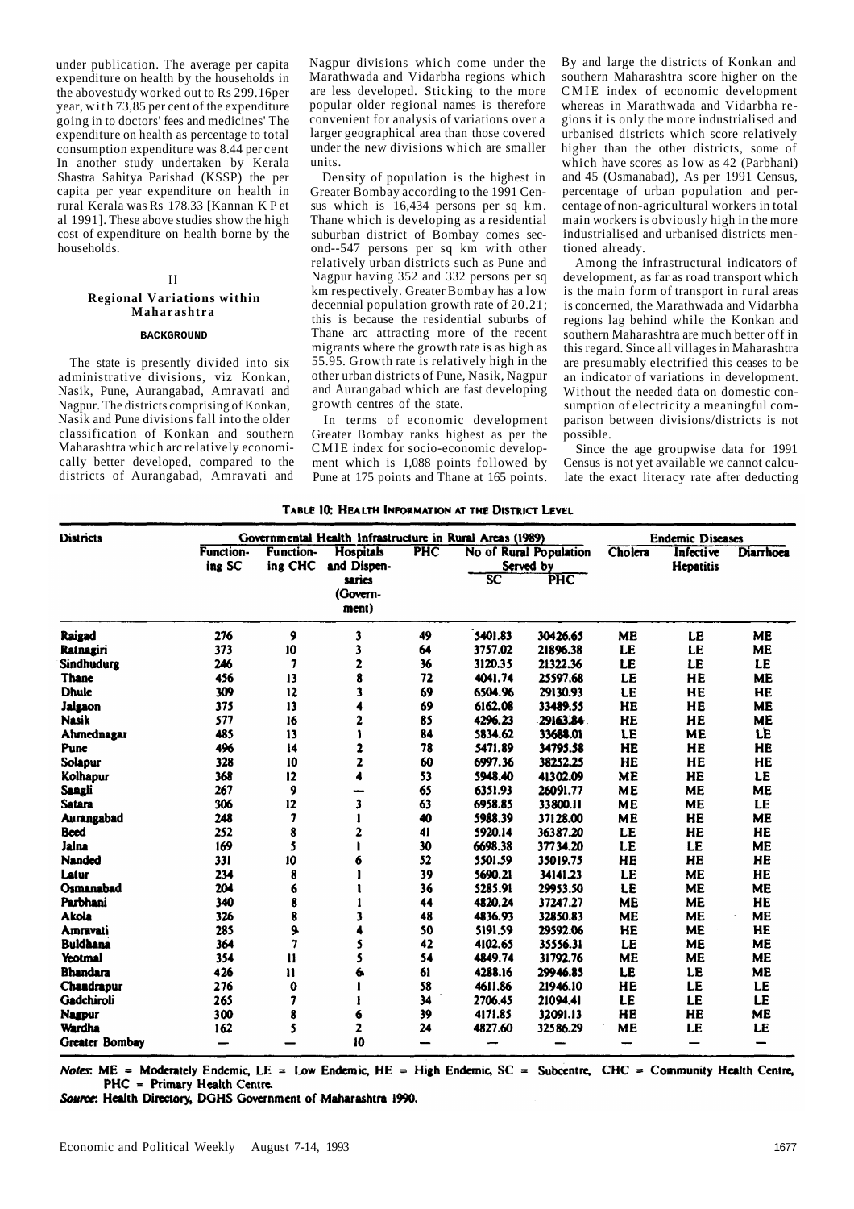under publication. The average per capita expenditure on health by the households in the abovestudy worked out to Rs 299.16per year, with 73,85 per cent of the expenditure going in to doctors' fees and medicines' The expenditure on health as percentage to total consumption expenditure was 8.44 per cent In another study undertaken by Kerala Shastra Sahitya Parishad (KSSP) the per capita per year expenditure on health in rural Kerala was Rs 178.33 [Kannan K P et al 1991]. These above studies show the high cost of expenditure on health borne by the households.

## II

## Regional Variations within Maharashtra

### BACKGROUND

The state is presently divided into six administrative divisions, viz Konkan, Nasik, Pune, Aurangabad, Amravati and Nagpur. The districts comprising of Konkan, Nasik and Pune divisions fall into the older classification of Konkan and southern Maharashtra whicharc relatively economically better developed, compared to the districts of Aurangabad, Amravati and Nagpur divisions which come under the Marathwada and Vidarbha regions which are less developed. Sticking to the more popular older regional names is therefore convenient for analysis of variations over a larger geographical area than those covered under the new divisions which are smaller units.

Density of population is the highest in Greater Bombay according to the 1991 Census which is 16,434 persons per sq km. Thane which is developing as a residential suburban district of Bombay comes second--547 persons per sq km with other relatively urban districts such as Pune and Nagpur having 352 and 332 persons per sq km respectively. Greater Bombay has a low decennial population growth rate of 20.21; this is because the residential suburbs of Thane arc attracting more of the recent migrants where the growth rate is as high as 55.95. Growth rate is relatively high in the other urban districts of Pune, Nasik, Nagpur and Aurangabad which are fast developing growth centres of the state.

In terms of economic development Greater Bombay ranks highest as per the CMIE index for socio-economic development which is 1,088 points followed by Pune at 175 points and Thane at 165 points. By and large the districts of Konkan and southern Maharashtra score higher on the CMIE index of economic development whereas in Marathwada and Vidarbha regions it is only the more industrialised and urbanised districts which score relatively higher than the other districts, some of which have scores as low as 42 (Parbhani) and 45 (Osmanabad), As per 1991 Census, percentage of urban population and percentage of non-agricultural workers in total main workers is obviously high in the more industrialised and urbanised districts mentioned already.

Among the infrastructural indicators of development, as far as road transport which is the main form of transport in rural areas is concerned, the Marathwada and Vidarbha regions lag behind while the Konkan and southern Maharashtra are much better off in this regard. Since all villages in Maharashtra are presumably electrified this ceases to be an indicator of variations in development. Without the needed data on domestic consumption of electricity a meaningful comparison between divisions/districts is not possible.

Since the age groupwise data for 1991 Census is not yet available we cannot calculate the exact literacy rate after deducting

**TABLE 10: HEALTH INFORMATION AT THE DISTRICT LEVEL**

| Districts | Governmental Health Infrastructure in Rural Areas (1989) | | | | | | Endemic Diseases | | |
|---|---|---|---|---|---|---|---|---|---|
| | Functioning SC | Functioning CHC | Hospitals and Dispensaries (Government) | PHC | No of Rural Population Served by SC | No of Rural Population Served by PHC | Cholera | Infective Hepatitis | Diarrhoea |
| Raigad | 276 | 9 | 3 | 49 | 5401.83 | 30426.65 | ME | LE | ME |
| Ratnagiri | 373 | 10 | 3 | 64 | 3757.02 | 21896.38 | LE | LE | ME |
| Sindhudurg | 246 | 7 | 2 | 36 | 3120.35 | 21322.36 | LE | LE | LE |
| Thane | 456 | 13 | 8 | 72 | 4041.74 | 25597.68 | LE | HE | ME |
| Dhule | 309 | 12 | 3 | 69 | 6504.96 | 29130.93 | LE | HE | HE |
| Jalgaon | 375 | 13 | 4 | 69 | 6162.08 | 33489.55 | HE | HE | ME |
| Nasik | 577 | 16 | 2 | 85 | 4296.23 | 29163.84 | HE | HE | ME |
| Ahmednagar | 485 | 13 | 1 | 84 | 5834.62 | 33688.01 | LE | ME | LE |
| Pune | 496 | 14 | 2 | 78 | 5471.89 | 34795.58 | HE | HE | HE |
| Solapur | 328 | 10 | 2 | 60 | 6997.36 | 38252.25 | HE | HE | HE |
| Kolhapur | 368 | 12 | 4 | 53 | 5948.40 | 41302.09 | ME | HE | LE |
| Sangli | 267 | 9 | — | 65 | 6351.93 | 26091.77 | ME | ME | ME |
| Satara | 306 | 12 | 3 | 63 | 6958.85 | 33800.11 | ME | ME | LE |
| Aurangabad | 248 | 7 | 1 | 40 | 5988.39 | 37128.00 | ME | HE | ME |
| Beed | 252 | 8 | 2 | 41 | 5920.14 | 36387.20 | LE | HE | HE |
| Jalna | 169 | 5 | 1 | 30 | 6698.38 | 37734.20 | LE | LE | ME |
| Nanded | 331 | 10 | 6 | 52 | 5501.59 | 35019.75 | HE | HE | HE |
| Latur | 234 | 8 | 1 | 39 | 5690.21 | 34141.23 | LE | ME | HE |
| Osmanabad | 204 | 6 | 1 | 36 | 5285.91 | 29953.50 | LE | ME | ME |
| Parbhani | 340 | 8 | 1 | 44 | 4820.24 | 37247.27 | ME | ME | HE |
| Akola | 326 | 8 | 3 | 48 | 4836.93 | 32850.83 | ME | ME | ME |
| Amravati | 285 | 9 | 4 | 50 | 5191.59 | 29592.06 | HE | ME | HE |
| Buldhana | 364 | 7 | 5 | 42 | 4102.65 | 35556.31 | LE | ME | ME |
| Yeotmal | 354 | 11 | 5 | 54 | 4849.74 | 31792.76 | ME | ME | ME |
| Bhandara | 426 | 11 | 6 | 61 | 4288.16 | 29946.85 | LE | LE | ME |
| Chandrapur | 276 | 0 | 1 | 58 | 4611.86 | 21946.10 | HE | LE | LE |
| Gadchiroli | 265 | 7 | 1 | 34 | 2706.45 | 21094.41 | LE | LE | LE |
| Nagpur | 300 | 8 | 6 | 39 | 4171.85 | 32091.13 | HE | HE | ME |
| Wardha | 162 | 5 | 2 | 24 | 4827.60 | 32586.29 | ME | LE | LE |
| Greater Bombay | — | — | 10 | — | — | — | — | — | — |

*Notes*: ME = Moderately Endemic, LE = Low Endemic, HE = High Endemic, SC = Subcentre, CHC = Community Health Centre, PHC = Primary Health Centre.

*Source*: Health Directory, DGHS Government of Maharashtra 1990.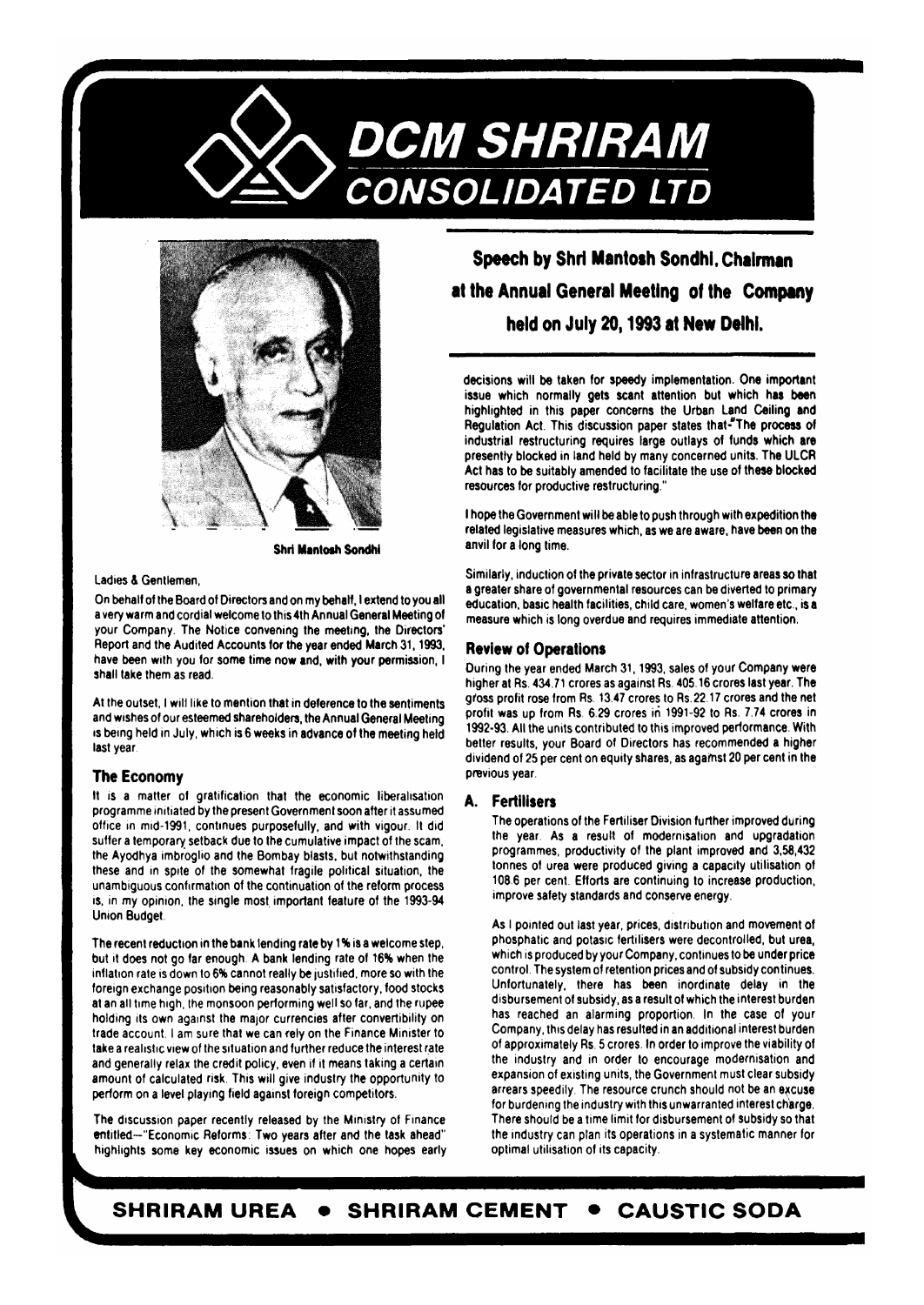# DCM SHRIRAM CONSOLIDATED LTD

**Shri Mantosh Sondhi**

## Speech by Shri Mantosh Sondhi, Chairman at the Annual General Meeting of the Company held on July 20, 1993 at New Delhi.

Ladies & Gentlemen,

On behalf of the Board of Directors and on my behalf, I extend to you all a very warm and cordial welcome to this 4th Annual General Meeting of your Company. The Notice convening the meeting, the Directors' Report and the Audited Accounts for the year ended March 31, 1993, have been with you for some time now and, with your permission, I shall take them as read.

At the outset, I will like to mention that in deference to the sentiments and wishes of our esteemed shareholders, the Annual General Meeting is being held in July, which is 6 weeks in advance of the meeting held last year.

### The Economy

It is a matter of gratification that the economic liberalisation programme initiated by the present Government soon after it assumed office in mid-1991, continues purposefully, and with vigour. It did suffer a temporary setback due to the cumulative impact of the scam, the Ayodhya imbroglio and the Bombay blasts, but notwithstanding these and in spite of the somewhat fragile political situation, the unambiguous confirmation of the continuation of the reform process is, in my opinion, the single most important feature of the 1993-94 Union Budget.

The recent reduction in the bank lending rate by 1% is a welcome step, but it does not go far enough. A bank lending rate of 16% when the inflation rate is down to 6% cannot really be justified, more so with the foreign exchange position being reasonably satisfactory, food stocks at an all time high, the monsoon performing well so far, and the rupee holding its own against the major currencies after convertibility on trade account. I am sure that we can rely on the Finance Minister to take a realistic view of the situation and further reduce the interest rate and generally relax the credit policy, even if it means taking a certain amount of calculated risk. This will give industry the opportunity to perform on a level playing field against foreign competitors.

The discussion paper recently released by the Ministry of Finance entitled—"Economic Reforms: Two years after and the task ahead" highlights some key economic issues on which one hopes early decisions will be taken for speedy implementation. One important issue which normally gets scant attention but which has been highlighted in this paper concerns the Urban Land Ceiling and Regulation Act. This discussion paper states that-"The process of industrial restructuring requires large outlays of funds which are presently blocked in land held by many concerned units. The ULCR Act has to be suitably amended to facilitate the use of these blocked resources for productive restructuring."

I hope the Government will be able to push through with expedition the related legislative measures which, as we are aware, have been on the anvil for a long time.

Similarly, induction of the private sector in infrastructure areas so that a greater share of governmental resources can be diverted to primary education, basic health facilities, child care, women's welfare etc., is a measure which is long overdue and requires immediate attention.

### Review of Operations

During the year ended March 31, 1993, sales of your Company were higher at Rs. 434.71 crores as against Rs. 405.16 crores last year. The gross profit rose from Rs. 13.47 crores to Rs. 22.17 crores and the net profit was up from Rs. 6.29 crores in 1991-92 to Rs. 7.74 crores in 1992-93. All the units contributed to this improved performance. With better results, your Board of Directors has recommended a higher dividend of 25 per cent on equity shares, as against 20 per cent in the previous year.

#### A. Fertilisers

The operations of the Fertiliser Division further improved during the year. As a result of modernisation and upgradation programmes, productivity of the plant improved and 3,58,432 tonnes of urea were produced giving a capacity utilisation of 108.6 per cent. Efforts are continuing to increase production, improve safety standards and conserve energy.

As I pointed out last year, prices, distribution and movement of phosphatic and potasic fertilisers were decontrolled, but urea, which is produced by your Company, continues to be under price control. The system of retention prices and of subsidy continues. Unfortunately, there has been inordinate delay in the disbursement of subsidy, as a result of which the interest burden has reached an alarming proportion. In the case of your Company, this delay has resulted in an additional interest burden of approximately Rs. 5 crores. In order to improve the viability of the industry and in order to encourage modernisation and expansion of existing units, the Government must clear subsidy arrears speedily. The resource crunch should not be an excuse for burdening the industry with this unwarranted interest charge. There should be a time limit for disbursement of subsidy so that the industry can plan its operations in a systematic manner for optimal utilisation of its capacity.

**SHRIRAM UREA • SHRIRAM CEMENT • CAUSTIC SODA**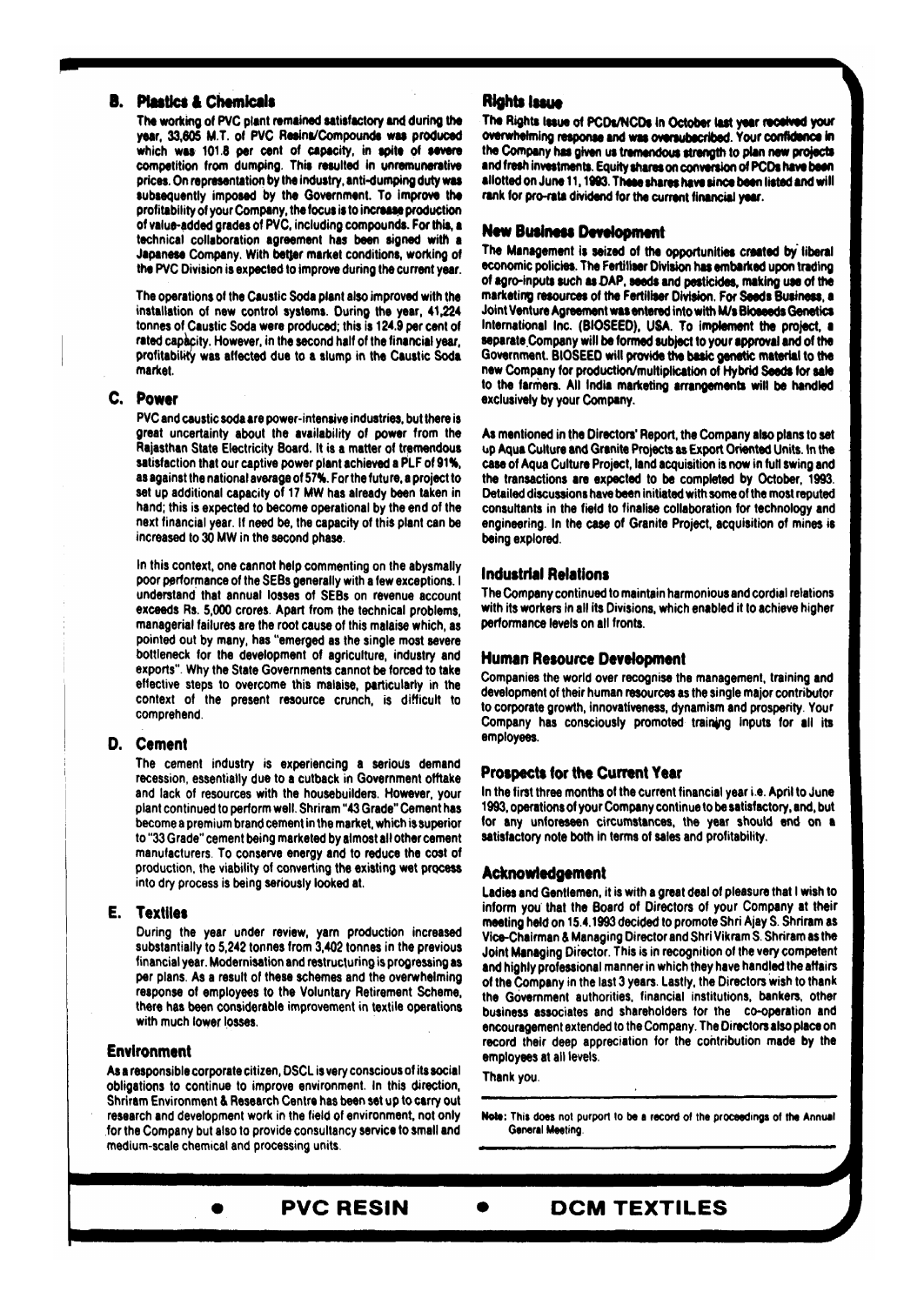### B. Plastics & Chemicals

The working of PVC plant remained satisfactory and during the year, 33,605 M.T. of PVC Resins/Compounds was produced which was 101.8 per cent of capacity, in spite of severe competition from dumping. This resulted in unremunerative prices. On representation by the industry, anti-dumping duty was subsequently imposed by the Government. To improve the profitability of your Company, the focus is to increase production of value-added grades of PVC, including compounds. For this, a technical collaboration agreement has been signed with a Japanese Company. With better market conditions, working of the PVC Division is expected to improve during the current year.

The operations of the Caustic Soda plant also improved with the installation of new control systems. During the year, 41,224 tonnes of Caustic Soda were produced; this is 124.9 per cent of rated capacity. However, in the second half of the financial year, profitability was affected due to a slump in the Caustic Soda market.

### C. Power

PVC and caustic soda are power-intensive industries, but there is great uncertainty about the availability of power from the Rajasthan State Electricity Board. It is a matter of tremendous satisfaction that our captive power plant achieved a PLF of 91%, as against the national average of 57%. For the future, a project to set up additional capacity of 17 MW has already been taken in hand; this is expected to become operational by the end of the next financial year. If need be, the capacity of this plant can be increased to 30 MW in the second phase.

In this context, one cannot help commenting on the abysmally poor performance of the SEBs generally with a few exceptions. I understand that annual losses of SEBs on revenue account exceeds Rs. 5,000 crores. Apart from the technical problems, managerial failures are the root cause of this malaise which, as pointed out by many, has "emerged as the single most severe bottleneck for the development of agriculture, industry and exports". Why the State Governments cannot be forced to take effective steps to overcome this malaise, particularly in the context of the present resource crunch, is difficult to comprehend.

### D. Cement

The cement industry is experiencing a serious demand recession, essentially due to a cutback in Government offtake and lack of resources with the housebuilders. However, your plant continued to perform well. Shriram "43 Grade" Cement has become a premium brand cement in the market, which is superior to "33 Grade" cement being marketed by almost all other cement manufacturers. To conserve energy and to reduce the cost of production, the viability of converting the existing wet process into dry process is being seriously looked at.

### E. Textiles

During the year under review, yarn production increased substantially to 5,242 tonnes from 3,402 tonnes in the previous financial year. Modernisation and restructuring is progressing as per plans. As a result of these schemes and the overwhelming response of employees to the Voluntary Retirement Scheme, there has been considerable improvement in textile operations with much lower losses.

### Environment

As a responsible corporate citizen, DSCL is very conscious of its social obligations to continue to improve environment. In this direction, Shriram Environment & Research Centre has been set up to carry out research and development work in the field of environment, not only for the Company but also to provide consultancy service to small and medium-scale chemical and processing units.

### Rights Issue

The Rights issue of PCDs/NCDs in October last year received your overwhelming response and was oversubscribed. Your confidence in the Company has given us tremendous strength to plan new projects and fresh investments. Equity shares on conversion of PCDs have been allotted on June 11, 1993. These shares have since been listed and will rank for pro-rata dividend for the current financial year.

### New Business Development

The Management is seized of the opportunities created by liberal economic policies. The Fertiliser Division has embarked upon trading of agro-inputs such as DAP, seeds and pesticides, making use of the marketing resources of the Fertiliser Division. For Seeds Business, a Joint Venture Agreement was entered into with M/s Bioseeds Genetics International Inc. (BIOSEED), USA. To implement the project, a separate Company will be formed subject to your approval and of the Government. BIOSEED will provide the basic genetic material to the new Company for production/multiplication of Hybrid Seeds for sale to the farmers. All India marketing arrangements will be handled exclusively by your Company.

As mentioned in the Directors' Report, the Company also plans to set up Aqua Culture and Granite Projects as Export Oriented Units. In the case of Aqua Culture Project, land acquisition is now in full swing and the transactions are expected to be completed by October, 1993. Detailed discussions have been initiated with some of the most reputed consultants in the field to finalise collaboration for technology and engineering. In the case of Granite Project, acquisition of mines is being explored.

### Industrial Relations

The Company continued to maintain harmonious and cordial relations with its workers in all its Divisions, which enabled it to achieve higher performance levels on all fronts.

### Human Resource Development

Companies the world over recognise the management, training and development of their human resources as the single major contributor to corporate growth, innovativeness, dynamism and prosperity. Your Company has consciously promoted training inputs for all its employees.

### Prospects for the Current Year

In the first three months of the current financial year i.e. April to June 1993, operations of your Company continue to be satisfactory, and, but for any unforeseen circumstances, the year should end on a satisfactory note both in terms of sales and profitability.

### Acknowledgement

Ladies and Gentlemen, it is with a great deal of pleasure that I wish to inform you that the Board of Directors of your Company at their meeting held on 15.4.1993 decided to promote Shri Ajay S. Shriram as Vice-Chairman & Managing Director and Shri Vikram S. Shriram as the Joint Managing Director. This is in recognition of the very competent and highly professional manner in which they have handled the affairs of the Company in the last 3 years. Lastly, the Directors wish to thank the Government authorities, financial institutions, bankers, other business associates and shareholders for the co-operation and encouragement extended to the Company. The Directors also place on record their deep appreciation for the contribution made by the employees at all levels.

Thank you.

**Note:** This does not purport to be a record of the proceedings of the Annual General Meeting.

• **PVC RESIN** • **DCM TEXTILES**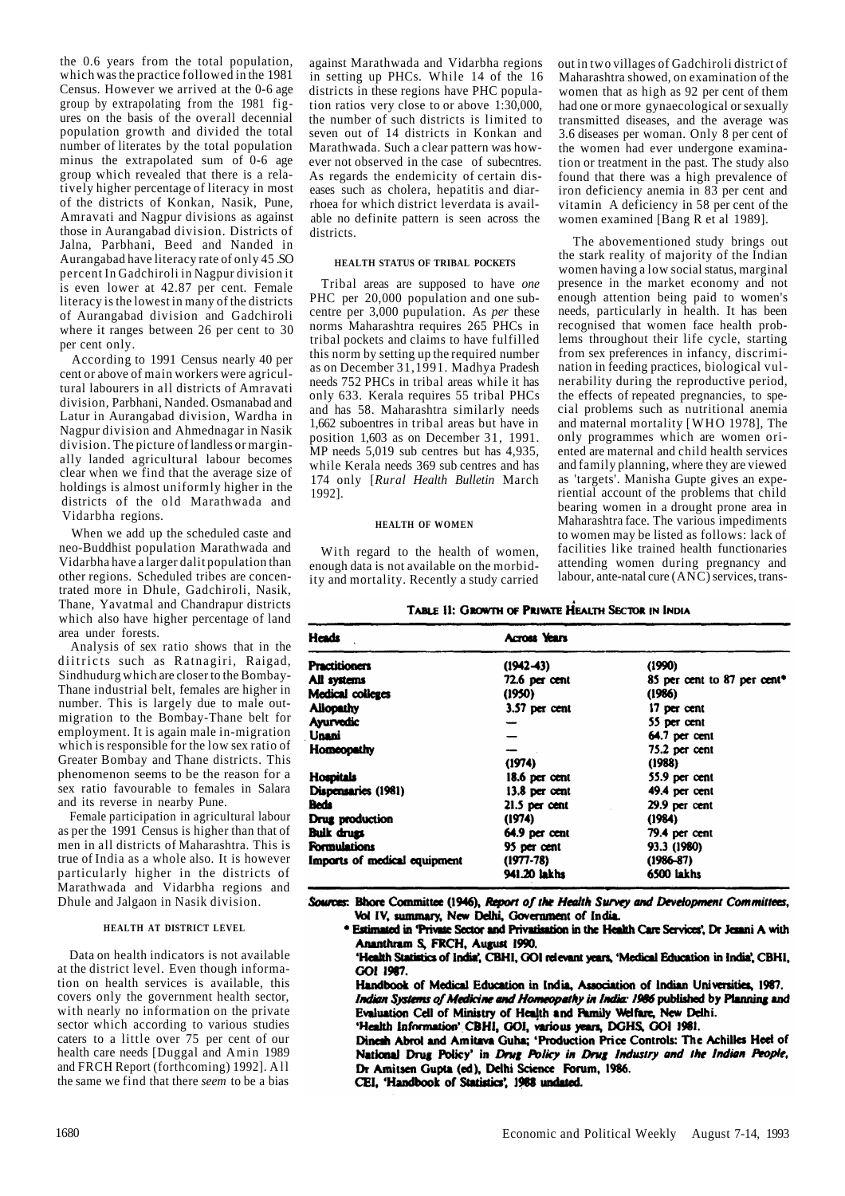the 0.6 years from the total population, which was the practice followed in the 1981 Census. However we arrived at the 0-6 age group by extrapolating from the 1981 figures on the basis of the overall decennial population growth and divided the total number of literates by the total population minus the extrapolated sum of 0-6 age group which revealed that there is a relatively higher percentage of literacy in most of the districts of Konkan, Nasik, Pune, Amravati and Nagpur divisions as against those in Aurangabad division. Districts of Jalna, Parbhani, Beed and Nanded in Aurangabad have literacy rate of only 45 .SO percent In Gadchiroli in Nagpur division it is even lower at 42.87 per cent. Female literacy is the lowest in many of the districts of Aurangabad division and Gadchiroli where it ranges between 26 per cent to 30 per cent only.

According to 1991 Census nearly 40 per cent or above of main workers were agricultural labourers in all districts of Amravati division, Parbhani, Nanded. Osmanabad and Latur in Aurangabad division, Wardha in Nagpur division and Ahmednagar in Nasik division. The picture of landless or marginally landed agricultural labour becomes clear when we find that the average size of holdings is almost uniformly higher in the districts of the old Marathwada and Vidarbha regions.

When we add up the scheduled caste and neo-Buddhist population Marathwada and Vidarbha have a larger dalit population than other regions. Scheduled tribes are concentrated more in Dhule, Gadchiroli, Nasik, Thane, Yavatmal and Chandrapur districts which also have higher percentage of land area under forests.

Analysis of sex ratio shows that in the diitricts such as Ratnagiri, Raigad, Sindhudurg which are closer to the Bombay-Thane industrial belt, females are higher in number. This is largely due to male out-migration to the Bombay-Thane belt for employment. It is again male in-migration which is responsible for the low sex ratio of Greater Bombay and Thane districts. This phenomenon seems to be the reason for a sex ratio favourable to females in Salara and its reverse in nearby Pune.

Female participation in agricultural labour as per the 1991 Census is higher than that of men in all districts of Maharashtra. This is true of India as a whole also. It is however particularly higher in the districts of Marathwada and Vidarbha regions and Dhule and Jalgaon in Nasik division.

#### HEALTH AT DISTRICT LEVEL

Data on health indicators is not available at the district level. Even though information on health services is available, this covers only the government health sector, with nearly no information on the private sector which according to various studies caters to a little over 75 per cent of our health care needs [Duggal and Amin 1989 and FRCH Report (forthcoming) 1992]. All the same we find that there *seem* to be a bias against Marathwada and Vidarbha regions in setting up PHCs. While 14 of the 16 districts in these regions have PHC population ratios very close to or above 1:30,000, the number of such districts is limited to seven out of 14 districts in Konkan and Marathwada. Such a clear pattern was however not observed in the case of subecntres. As regards the endemicity of certain diseases such as cholera, hepatitis and diarrhoea for which district leverdata is available no definite pattern is seen across the districts.

#### HEALTH STATUS OF TRIBAL POCKETS

Tribal areas are supposed to have *one* PHC per 20,000 population and one subcentre per 3,000 population. As *per* these norms Maharashtra requires 265 PHCs in tribal pockets and claims to have fulfilled this norm by setting up the required number as on December 31,1991. Madhya Pradesh needs 752 PHCs in tribal areas while it has only 633. Kerala requires 55 tribal PHCs and has 58. Maharashtra similarly needs 1,662 suboentres in tribal areas but have in position 1,603 as on December 31, 1991. MP needs 5,019 sub centres but has 4,935, while Kerala needs 369 sub centres and has 174 only [*Rural Health Bulletin* March 1992].

#### HEALTH OF WOMEN

With regard to the health of women, enough data is not available on the morbidity and mortality. Recently a study carried out in two villages of Gadchiroli district of Maharashtra showed, on examination of the women that as high as 92 per cent of them had one or more gynaecological or sexually transmitted diseases, and the average was 3.6 diseases per woman. Only 8 per cent of the women had ever undergone examination or treatment in the past. The study also found that there was a high prevalence of iron deficiency anemia in 83 per cent and vitamin A deficiency in 58 per cent of the women examined [Bang R et al 1989].

The abovementioned study brings out the stark reality of majority of the Indian women having a low social status, marginal presence in the market economy and not enough attention being paid to women's needs, particularly in health. It has been recognised that women face health problems throughout their life cycle, starting from sex preferences in infancy, discrimination in feeding practices, biological vulnerability during the reproductive period, the effects of repeated pregnancies, to special problems such as nutritional anemia and maternal mortality [WHO 1978], The only programmes which are women oriented are maternal and child health services and family planning, where they are viewed as 'targets'. Manisha Gupte gives an experiential account of the problems that child bearing women in a drought prone area in Maharashtra face. The various impediments to women may be listed as follows: lack of facilities like trained health functionaries attending women during pregnancy and labour, ante-natal cure (ANC) services, trans-

**Table 11: Growth of Private Health Sector in India**

| Heads | Across Years | |
|---|---|---|
| Practitioners | (1942-43) | (1990) |
| All systems | 72.6 per cent | 85 per cent to 87 per cent* |
| Medical colleges | (1950) | (1986) |
| Allopathy | 3.57 per cent | 17 per cent |
| Ayurvedic | — | 55 per cent |
| Unani | — | 64.7 per cent |
| Homeopathy | — | 75.2 per cent |
| | (1974) | (1988) |
| Hospitals | 18.6 per cent | 55.9 per cent |
| Dispensaries (1981) | 13.8 per cent | 49.4 per cent |
| Beds | 21.5 per cent | 29.9 per cent |
| Drug production | (1974) | (1984) |
| Bulk drugs | 64.9 per cent | 79.4 per cent |
| Formulations | 95 per cent | 93.3 (1980) |
| Imports of medical equipment | (1977-78) | (1986-87) |
| | 941.20 lakhs | 6500 lakhs |

*Sources:* Bhore Committee (1946), *Report of the Health Survey and Development Committees*, Vol IV, summary, New Delhi, Government of India.
* Estimated in 'Private Sector and Privatisation in the Health Care Services', Dr Jesani A with Ananthram S, FRCH, August 1990.
'Health Statistics of India', CBHI, GOI relevant years, 'Medical Education in India', CBHI, GOI 1987.
Handbook of Medical Education in India, Association of Indian Universities, 1987.
*Indian Systems of Medicine and Homeopathy in India: 1986* published by Planning and Evaluation Cell of Ministry of Health and Family Welfare, New Delhi.
'Health Information' CBHI, GOI, various years, DGHS, GOI 1981.
Dinesh Abrol and Amitava Guha; 'Production Price Controls: The Achilles Heel of National Drug Policy' in *Drug Policy in Drug Industry and the Indian People*, Dr Amitsen Gupta (ed), Delhi Science Forum, 1986.
CEI, 'Handbook of Statistics', 1988 undated.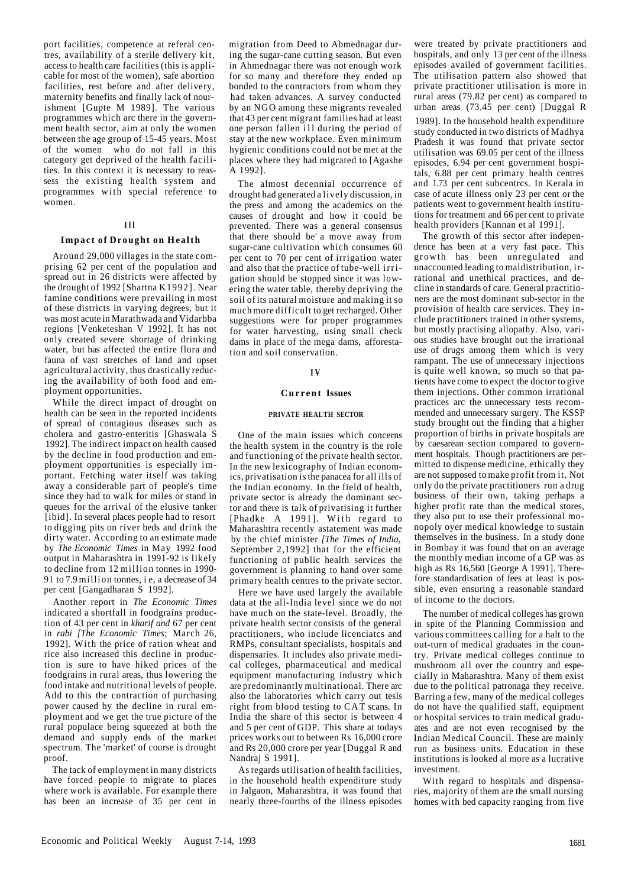port facilities, competence at referal centres, availability of a sterile delivery kit, access to health care facilities (this is applicable for most of the women), safe abortion facilities, rest before and after delivery, maternity benefits and finally lack of nourishment [Gupte M 1989]. The various programmes which arc there in the government health sector, aim at only the women between the age group of 15-45 years. Most of the women who do not fall in this category get deprived of the health facilities. In this context it is necessary to reassess the existing health system and programmes with special reference to women.

## III

### Impact of Drought on Health

Around 29,000 villages in the state comprising 62 per cent of the population and spread out in 26 districts were affected by the drought of 1992 [Shartna K1992]. Near famine conditions were prevailing in most of these districts in varying degrees, but it was most acute in Marathwada and Vidarbba regions [Venketeshan V 1992]. It has not only created severe shortage of drinking water, but has affected the entire flora and fauna of vast stretches of land and upset agricultural activity, thus drastically reducing the availability of both food and employment opportunities.

While the direct impact of drought on health can be seen in the reported incidents of spread of contagious diseases such as cholera and gastro-enteritis [Ghaswala S 1992]. The indirect impact on health caused by the decline in food production and employment opportunities is especially important. Fetching water itself was taking away a considerable part of people's time since they had to walk for miles or stand in queues for the arrival of the elusive tanker [ibid]. In several places people had to resort to digging pits on river beds and drink the dirty water. According to an estimate made by *The Economic Times* in May 1992 food output in Maharashtra in 1991-92 is likely to decline from 12 million tonnes in 1990-91 to 7.9 million tonnes, i e, a decrease of 34 per cent [Gangadharan S 1992].

Another report in *The Economic Times* indicated a shortfall in foodgrains production of 43 per cent in *kharif and* 67 per cent in *rabi [The Economic Times*; March 26, 1992]. With the price of ration wheat and rice also increased this decline in production is sure to have hiked prices of the foodgrains in rural areas, thus lowering the food intake and nutritional levels of people. Add to this the contraction of purchasing power caused by the decline in rural employment and we get the true picture of the rural populace being squeezed at both the demand and supply ends of the market spectrum. The 'market' of course is drought proof.

The tack of employment in many districts have forced people to migrate to places where work is available. For example there has been an increase of 35 per cent in migration from Deed to Abmednagar during the sugar-cane cutting season. But even in Ahmednagar there was not enough work for so many and therefore they ended up bonded to the contractors from whom they had taken advances. A survey conducted by an NGO among these migrants revealed that 43 per cent migrant families had at least one person fallen ill during the period of stay at the new workplace. Even minimum hygienic conditions could not be met at the places where they had migrated to [Agashe A 1992].

The almost decennial occurrence of drought had generated a lively discussion, in the press and among the academics on the causes of drought and how it could be prevented. There was a general consensus that there should be' a move away from sugar-cane cultivation which consumes 60 per cent to 70 per cent of irrigation water and also that the practice of tube-well irrigation should be stopped since it was lowering the water table, thereby depriving the soil of its natural moisture and making it so much more difficult to get recharged. Other suggestions were for proper programmes for water harvesting, using small check dams in place of the mega dams, afforestation and soil conservation.

## IV

### Current Issues

#### PRIVATE HEALTH SECTOR

One of the main issues which concerns the health system in the country is the role and functioning of the private health sector. In the new lexicography of Indian economics, privatisation is the panacea for all ills of the Indian economy. In the field of health, private sector is already the dominant sector and there is talk of privatising it further [Phadke A 1991]. With regard to Maharashtra recently astatement was made by the chief minister *[The Times of India,* September 2,1992] that for the efficient functioning of public health services the government is planning to hand over some primary health centres to the private sector.

Here we have used largely the available data at the all-India level since we do not have much on the state-level. Broadly, the private health sector consists of the general practitioners, who include licenciatcs and RMPs, consultant specialists, hospitals and dispensaries. It includes also private medical colleges, pharmaceutical and medical equipment manufacturing industry which are predominantly multinational. There arc also the laboratories which carry out tesls right from blood testing to CAT scans. In India the share of this sector is between 4 and 5 per cent of GDP. This share at todays prices works out to between Rs 16,000 crore and Rs 20,000 crore per year [Duggal R and Nandraj S 1991].

As regards utilisation of health facilities, in the household health expenditure study in Jalgaon, Maharashtra, it was found that nearly three-fourths of the illness episodes were treated by private practitioners and hospitals, and only 13 per cent of the illness episodes availed of government facilities. The utilisation pattern also showed that private practitioner utilisation is more in rural areas (79.82 per cent) as compared to urban areas (73.45 per cent) [Duggal R 1989]. In the household health expenditure study conducted in two districts of Madhya Pradesh it was found that private sector utilisation was 69.05 per cent of the illness episodes, 6.94 per cent government hospitals, 6.88 per cent primary health centres and 1.73 per cent subcentrcs. In Kerala in case of acute illness only 23 per cent or the patients went to government health institutions for treatment and 66 per cent to private health providers [Kannan et al 1991].

The growth of this sector after independence has been at a very fast pace. This growth has been unregulated and unaccounted leading to maldistribution, irrational and unethical practices, and decline in standards of care. General practitioners are the most dominant sub-sector in the provision of health care services. They include practitioners trained in other systems, but mostly practising allopathy. Also, various studies have brought out the irrational use of drugs among them which is very rampant. The use of unnecessary injections is quite well known, so much so that patients have come to expect the doctor to give them injections. Other common irrational practices arc the unnecessary tests recommended and unnecessary surgery. The KSSP study brought out the finding that a higher proportion of births in private hospitals are by caesarean section compared to government hospitals. Though practitioners are permitted to dispense medicine, ethically they are not supposed to make profit from it. Not only do the private practitioners run a drug business of their own, taking perhaps a higher profit rate than the medical stores, they also put to use their professional monopoly oyer medical knowledge to sustain themselves in the business. In a study done in Bombay it was found that on an average the monthly median income of a GP was as high as Rs 16,560 [George A 1991]. Therefore standardisation of fees at least is possible, even ensuring a reasonable standard of income to the doctors.

The number of medical colleges has grown in spite of the Planning Commission and various committees calling for a halt to the out-turn of medical graduates in the country. Private medical colleges continue to mushroom all over the country and especially in Maharashtra. Many of them exist due to the political patronaga they receive. Barring a few, many of the medical colleges do not have the qualified staff, equipment or hospital services to train medical graduates and are not even recognised by the Indian Medical Council. These are mainly run as business units. Education in these institutions is looked al more as a lucrative investment.

With regard to hospitals and dispensaries, majority of them are the small nursing homes with bed capacity ranging from five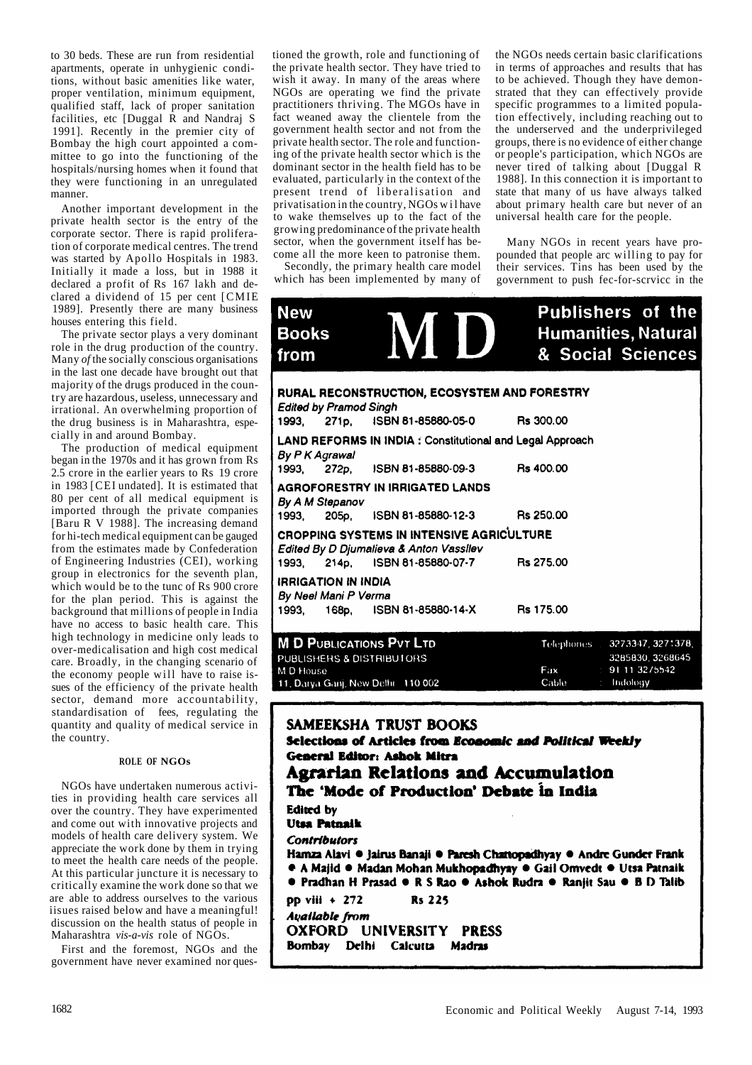to 30 beds. These are run from residential apartments, operate in unhygienic conditions, without basic amenities like water, proper ventilation, minimum equipment, qualified staff, lack of proper sanitation facilities, etc [Duggal R and Nandraj S 1991]. Recently in the premier city of Bombay the high court appointed a committee to go into the functioning of the hospitals/nursing homes when it found that they were functioning in an unregulated manner.

Another important development in the private health sector is the entry of the corporate sector. There is rapid proliferation of corporate medical centres. The trend was started by Apollo Hospitals in 1983. Initially it made a loss, but in 1988 it declared a profit of Rs 167 lakh and declared a dividend of 15 per cent [CMIE 1989]. Presently there are many business houses entering this field.

The private sector plays a very dominant role in the drug production of the country. Many *of* the socially conscious organisations in the last one decade have brought out that majority of the drugs produced in the country are hazardous, useless, unnecessary and irrational. An overwhelming proportion of the drug business is in Maharashtra, especially in and around Bombay.

The production of medical equipment began in the 1970s and it has grown from Rs 2.5 crore in the earlier years to Rs 19 crore in 1983 [CEI undated]. It is estimated that 80 per cent of all medical equipment is imported through the private companies [Baru R V 1988]. The increasing demand for hi-tech medical equipment can be gauged from the estimates made by Confederation of Engineering Industries (CEI), working group in electronics for the seventh plan, which would be to the tunc of Rs 900 crore for the plan period. This is against the background that millions of people in India have no access to basic health care. This high technology in medicine only leads to over-medicalisation and high cost medical care. Broadly, in the changing scenario of the economy people will have to raise issues of the efficiency of the private health sector, demand more accountability, standardisation of fees, regulating the quantity and quality of medical service in the country.

### ROLE OF NGOs

NGOs have undertaken numerous activities in providing health care services all over the country. They have experimented and come out with innovative projects and models of health care delivery system. We appreciate the work done by them in trying to meet the health care needs of the people. At this particular juncture it is necessary to critically examine the work done so that we are able to address ourselves to the various iisues raised below and have a meaningful! discussion on the health status of people in Maharashtra *vis-a-vis* role of NGOs.

First and the foremost, NGOs and the government have never examined nor questioned the growth, role and functioning of the private health sector. They have tried to wish it away. In many of the areas where NGOs are operating we find the private practitioners thriving. The MGOs have in fact weaned away the clientele from the government health sector and not from the private health sector. The role and functioning of the private health sector which is the dominant sector in the health field has to be evaluated, particularly in the context of the present trend of liberalisation and privatisation in the country, NGOs wil have to wake themselves up to the fact of the growing predominance of the private health sector, when the government itself has become all the more keen to patronise them.

Secondly, the primary health care model which has been implemented by many of the NGOs needs certain basic clarifications in terms of approaches and results that has to be achieved. Though they have demonstrated that they can effectively provide specific programmes to a limited population effectively, including reaching out to the underserved and the underprivileged groups, there is no evidence of either change or people's participation, which NGOs are never tired of talking about [Duggal R 1988]. In this connection it is important to state that many of us have always talked about primary health care but never of an universal health care for the people.

Many NGOs in recent years have propounded that people arc willing to pay for their services. Tins has been used by the government to push fec-for-scrvicc in the

**New Books from MD — Publishers of the Humanities, Natural & Social Sciences**

**RURAL RECONSTRUCTION, ECOSYSTEM AND FORESTRY**
*Edited by Pramod Singh*
1993, 271p, ISBN 81-85880-05-0 Rs 300.00

**LAND REFORMS IN INDIA : Constitutional and Legal Approach**
*By P K Agrawal*
1993, 272p, ISBN 81-85880-09-3 Rs 400.00

**AGROFORESTRY IN IRRIGATED LANDS**
*By A M Stepanov*
1993, 205p, ISBN 81-85880-12-3 Rs 250.00

**CROPPING SYSTEMS IN INTENSIVE AGRICULTURE**
*Edited By D Djumalieva & Anton Vassilev*
1993, 214p, ISBN 81-85880-07-7 Rs 275.00

**IRRIGATION IN INDIA**
*By Neel Mani P Verma*
1993, 168p, ISBN 81-85880-14-X Rs 175.00

**M D PUBLICATIONS PVT LTD**
PUBLISHERS & DISTRIBUTORS
M D House
11, Darya Ganj, New Delhi 110 002
Telephones: 3273347, 3271378, 3285830, 3268645
Fax: 91 11 3275542
Cable: Indology

**SAMEEKSHA TRUST BOOKS**
**Selections of Articles from *Economic and Political Weekly***
**General Editor: Ashok Mitra**
**Agrarian Relations and Accumulation**
**The 'Mode of Production' Debate in India**
**Edited by**
**Utsa Patnaik**
***Contributors***
Hamza Alavi • Jairus Banaji • Paresh Chattopadhyay • Andre Gunder Frank • A Majid • Madan Mohan Mukhopadhyay • Gail Omvedt • Utsa Patnaik • Pradhan H Prasad • R S Rao • Ashok Rudra • Ranjit Sau • B D Talib
pp viii + 272 Rs 225
*Available from*
**OXFORD UNIVERSITY PRESS**
Bombay Delhi Calcutta Madras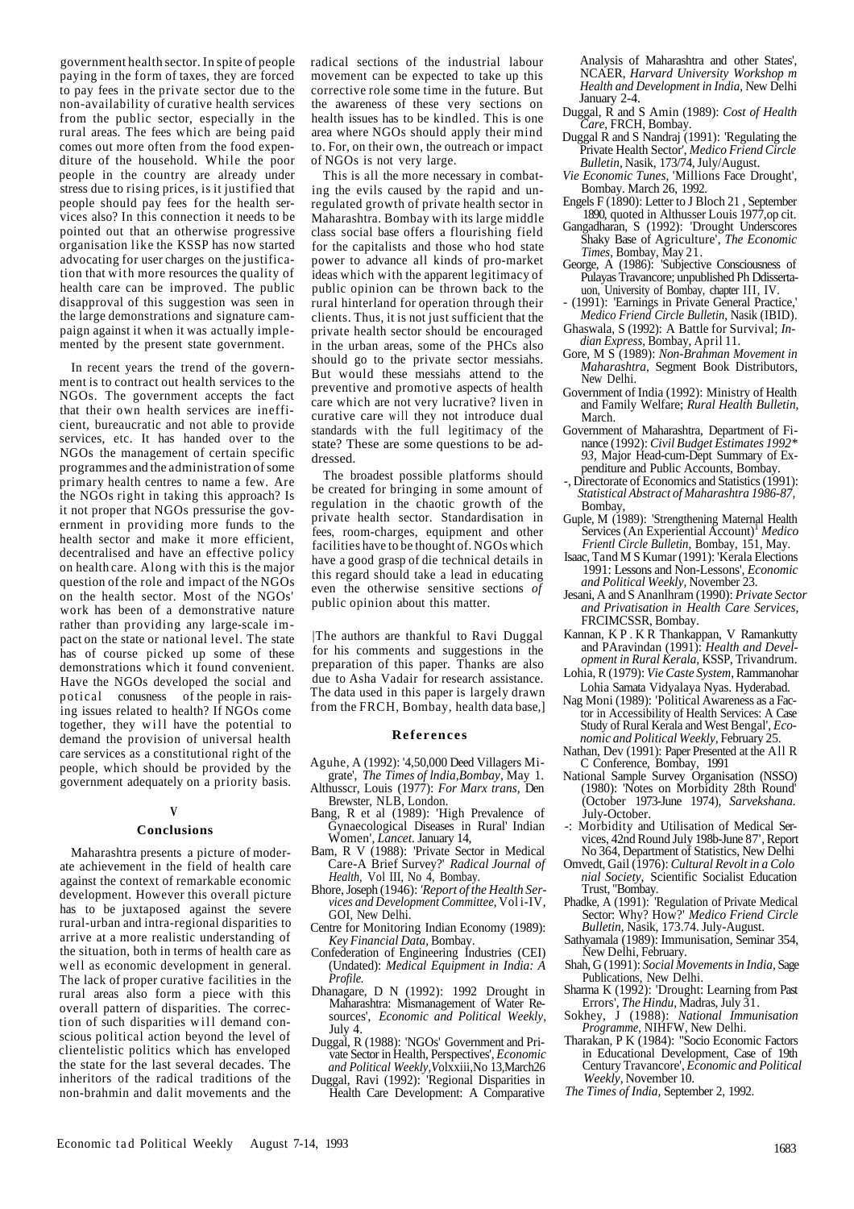government health sector. In spite of people paying in the form of taxes, they are forced to pay fees in the private sector due to the non-availability of curative health services from the public sector, especially in the rural areas. The fees which are being paid comes out more often from the food expenditure of the household. While the poor people in the country are already under stress due to rising prices, is it justified that people should pay fees for the health services also? In this connection it needs to be pointed out that an otherwise progressive organisation like the KSSP has now started advocating for user charges on the justification that with more resources the quality of health care can be improved. The public disapproval of this suggestion was seen in the large demonstrations and signature campaign against it when it was actually implemented by the present state government.

In recent years the trend of the government is to contract out health services to the NGOs. The government accepts the fact that their own health services are inefficient, bureaucratic and not able to provide services, etc. It has handed over to the NGOs the management of certain specific programmes and the administration of some primary health centres to name a few. Are the NGOs right in taking this approach? Is it not proper that NGOs pressurise the government in providing more funds to the health sector and make it more efficient, decentralised and have an effective policy on health care. Along with this is the major question of the role and impact of the NGOs on the health sector. Most of the NGOs' work has been of a demonstrative nature rather than providing any large-scale impact on the state or national level. The state has of course picked up some of these demonstrations which it found convenient. Have the NGOs developed the social and potical conusness of the people in raising issues related to health? If NGOs come together, they will have the potential to demand the provision of universal health care services as a constitutional right of the people, which should be provided by the government adequately on a priority basis.

## V

## Conclusions

Maharashtra presents a picture of moderate achievement in the field of health care against the context of remarkable economic development. However this overall picture has to be juxtaposed against the severe rural-urban and intra-regional disparities to arrive at a more realistic understanding of the situation, both in terms of health care as well as economic development in general. The lack of proper curative facilities in the rural areas also form a piece with this overall pattern of disparities. The correction of such disparities will demand conscious political action beyond the level of clientelistic politics which has enveloped the state for the last several decades. The inheritors of the radical traditions of the non-brahmin and dalit movements and the radical sections of the industrial labour movement can be expected to take up this corrective role some time in the future. But the awareness of these very sections on health issues has to be kindled. This is one area where NGOs should apply their mind to. For, on their own, the outreach or impact of NGOs is not very large.

This is all the more necessary in combating the evils caused by the rapid and unregulated growth of private health sector in Maharashtra. Bombay with its large middle class social base offers a flourishing field for the capitalists and those who hod state power to advance all kinds of pro-market ideas which with the apparent legitimacy of public opinion can be thrown back to the rural hinterland for operation through their clients. Thus, it is not just sufficient that the private health sector should be encouraged in the urban areas, some of the PHCs also should go to the private sector messiahs. But would these messiahs attend to the preventive and promotive aspects of health care which are not very lucrative? liven in curative care will they not introduce dual standards with the full legitimacy of the state? These are some questions to be addressed.

The broadest possible platforms should be created for bringing in some amount of regulation in the chaotic growth of the private health sector. Standardisation in fees, room-charges, equipment and other facilities have to be thought of. NGOs which have a good grasp of die technical details in this regard should take a lead in educating even the otherwise sensitive sections *of* public opinion about this matter.

[The authors are thankful to Ravi Duggal for his comments and suggestions in the preparation of this paper. Thanks are also due to Asha Vadair for research assistance. The data used in this paper is largely drawn from the FRCH, Bombay, health data base.]

## References

Aguhe, A (1992): '4,50,000 Deed Villagers Migrate', *The Times of lndia,Bombay,* May 1.

Althusscr, Louis (1977): *For Marx trans,* Den Brewster, NLB, London.

Bang, R et al (1989): 'High Prevalence of Gynaecological Diseases in Rural' Indian Women', *Lancet*. January 14,

Bam, R V (1988): 'Private Sector in Medical Care-A Brief Survey?' *Radical Journal of Health,* Vol III, No 4, Bombay.

Bhore, Joseph (1946): *'Report of the Health Services and Development Committee,* Vol i-IV, GOI, New Delhi.

Centre for Monitoring Indian Economy (1989): *Key Financial Data,* Bombay.

Confederation of Engineering Industries (CEI) (Undated): *Medical Equipment in India: A Profile.*

Dhanagare, D N (1992): 1992 Drought in Maharashtra: Mismanagement of Water Resources', *Economic and Political Weekly,* July 4.

Duggal, R (1988): 'NGOs' Government and Private Sector in Health, Perspectives', *Economic and Political Weekly,*Volxxiii,No 13,March26

Duggal, Ravi (1992): 'Regional Disparities in Health Care Development: A Comparative Analysis of Maharashtra and other States', NCAER, *Harvard University Workshop m Health and Development in India,* New Delhi January 2-4.

Duggal, R and S Amin (1989): *Cost of Health Care,* FRCH, Bombay.

Duggal R and S Nandraj (1991): 'Regulating the Private Health Sector', *Medico Friend Circle Bulletin,* Nasik, 173/74, July/August.

*Vie Economic Tunes,* 'Millions Face Drought', Bombay. March 26, 1992.

Engels F (1890): Letter to J Bloch 21 , September 1890, quoted in Althusser Louis 1977,op cit.

Gangadharan, S (1992): 'Drought Underscores Shaky Base of Agriculture', *The Economic Times,* Bombay, May 21.

George, A (1986): 'Subjective Consciousness of Pulayas Travancore; unpublished Ph Ddissertauon, University of Bombay, chapter III, IV.

- (1991): 'Earnings in Private General Practice,' *Medico Friend Circle Bulletin,* Nasik (IBID).

Ghaswala, S (1992): A Battle for Survival; *Indian Express,* Bombay, April 11.

Gore, M S (1989): *Non-Brahman Movement in Maharashtra,* Segment Book Distributors, New Delhi.

Government of India (1992): Ministry of Health and Family Welfare; *Rural Health Bulletin,* March.

Government of Maharashtra, Department of Finance (1992): *Civil Budget Estimates 1992\* 93,* Major Head-cum-Dept Summary of Expenditure and Public Accounts, Bombay.

-, Directorate of Economics and Statistics (1991): *Statistical Abstract of Maharashtra 1986-87,* Bombay,

Guple, M (1989): 'Strengthening Maternal Health Services (An Experiential Account)' *Medico Frientl Circle Bulletin,* Bombay, 151, May.

Isaac, Tand M S Kumar (1991): 'Kerala Elections 1991: Lessons and Non-Lessons', *Economic and Political Weekly,* November 23.

Jesani, A and S Ananlhram (1990): *Private Sector and Privatisation in Health Care Services,* FRCIMCSSR, Bombay.

Kannan, K P . K R Thankappan, V Ramankutty and PAravindan (1991): *Health and Development in Rural Kerala,* KSSP, Trivandrum.

Lohia, R (1979): *Vie Caste System,* Rammanohar Lohia Samata Vidyalaya Nyas. Hyderabad.

Nag Moni (1989): 'Political Awareness as a Factor in Accessibility of Health Services: A Case Study of Rural Kerala and West Bengal', *Economic and Political Weekly,* February 25.

Nathan, Dev (1991): Paper Presented at the All R C Conference, Bombay, 1991

National Sample Survey Organisation (NSSO) (1980): 'Notes on Morbidity 28th Round' (October 1973-June 1974), *Sarvekshana.* July-October.

-: Morbidity and Utilisation of Medical Services, 42nd Round July 198b-June 87', Report No 364, Department of Statistics, New Delhi

Omvedt, Gail (1976): *Cultural Revolt in a Colo nial Society,* Scientific Socialist Education Trust, "Bombay.

Phadke, A (1991): 'Regulation of Private Medical Sector: Why? How?' *Medico Friend Circle Bulletin,* Nasik, 173.74. July-August.

Sathyamala (1989): Immunisation, Seminar 354, New Delhi, February.

Shah, G (1991): *Social Movements in India,* Sage Publications, New Delhi.

Sharma K (1992): 'Drought: Learning from Past Errors', *The Hindu,* Madras, July 31.

Sokhey, J (1988): *National Immunisation Programme,* NIHFW, New Delhi.

Tharakan, P K (1984): "Socio Economic Factors in Educational Development, Case of 19th Century Travancore', *Economic and Political Weekly,* November 10.

*The Times of India,* September 2, 1992.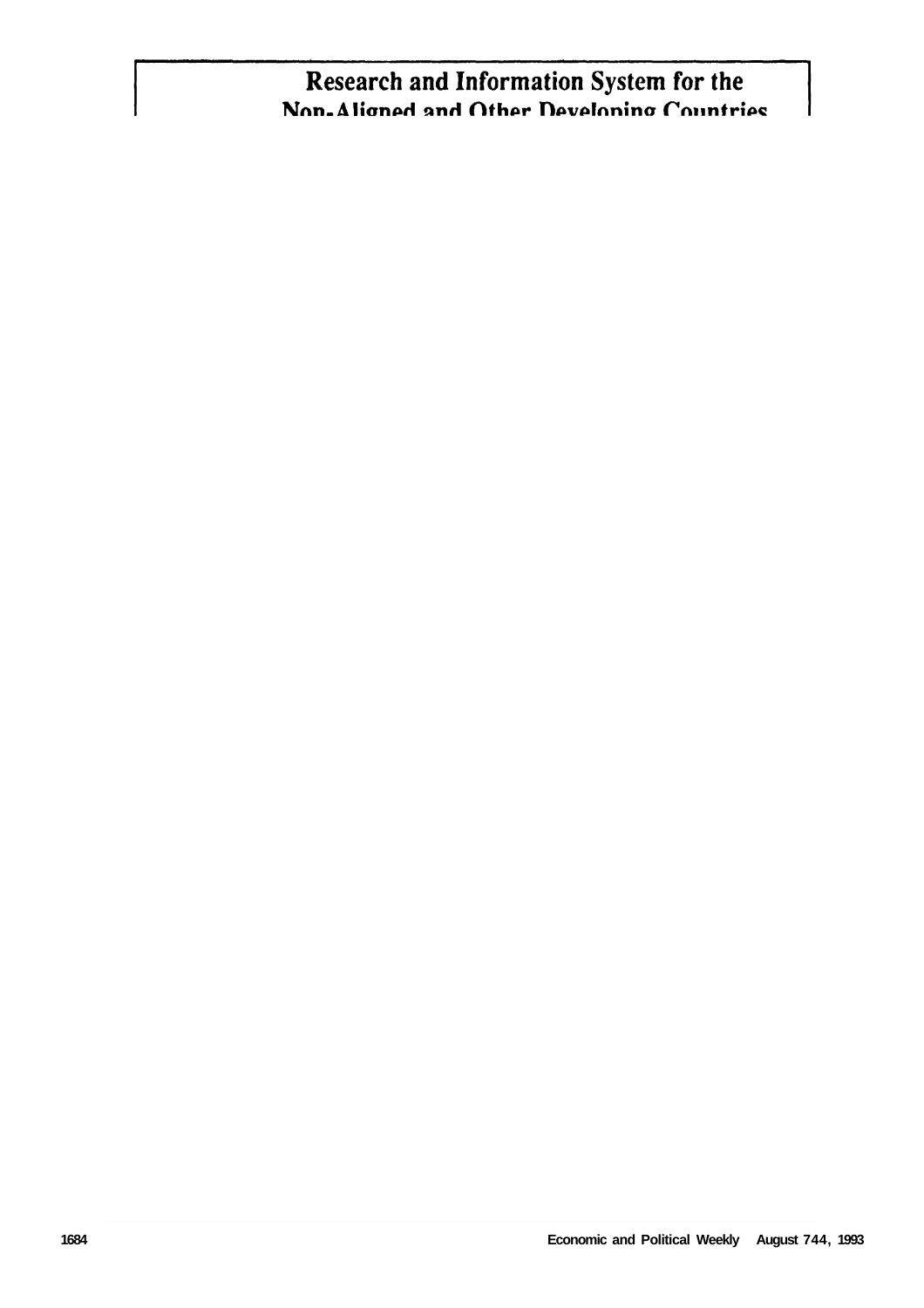**Research and Information System for the Non-Aligned and Other Developing Countries**